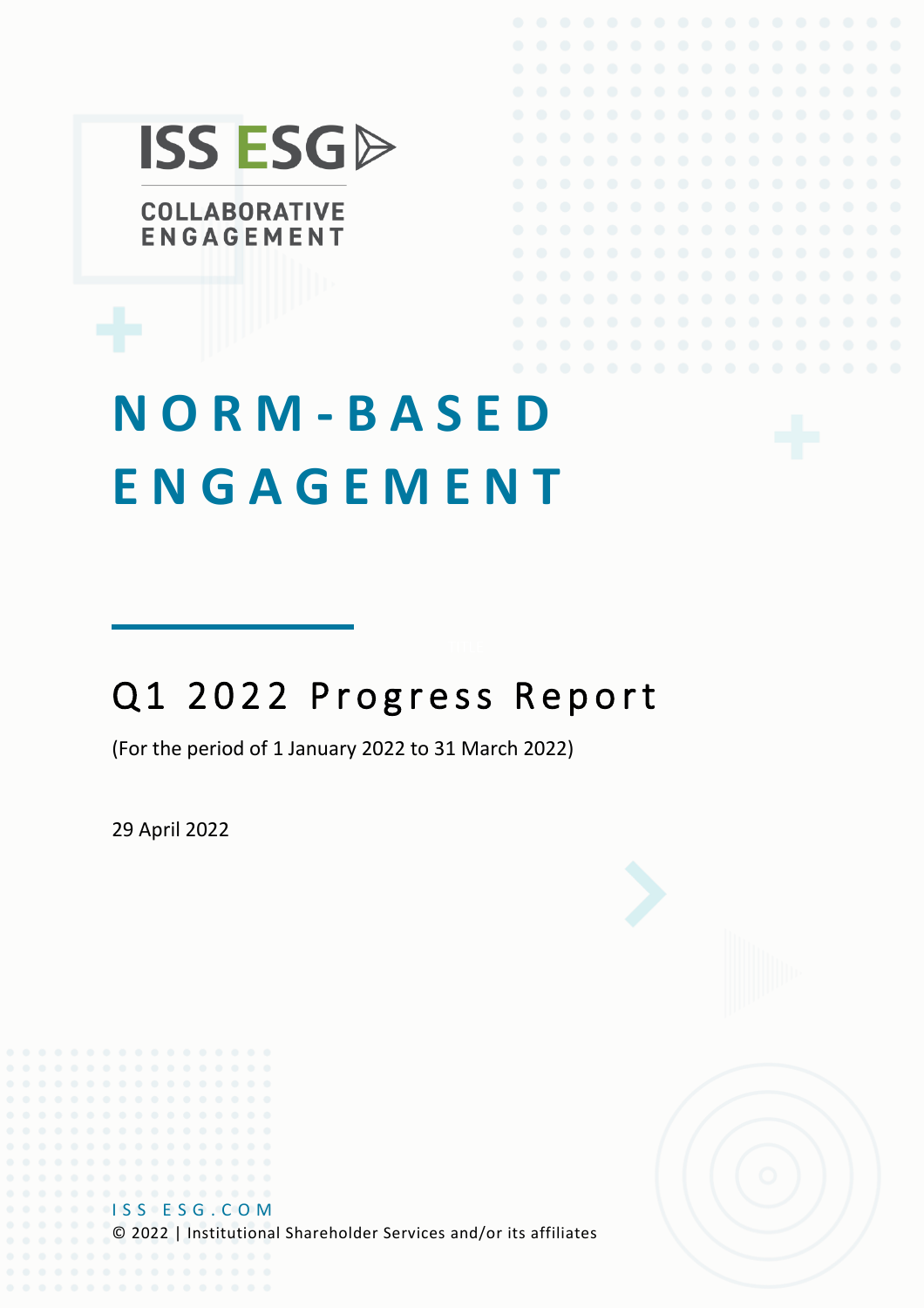ISS ESG

COLLABORATIVE ENGAGEMENT

# NORM-BASED ENGAGEMENT

## Q1 2022 Progress Report

(For the period of 1 January 2022 to 31 March 2022)

29 April 2022

ISS ESG.COM

© 2022 | Institutional Shareholder Services and/or its affiliates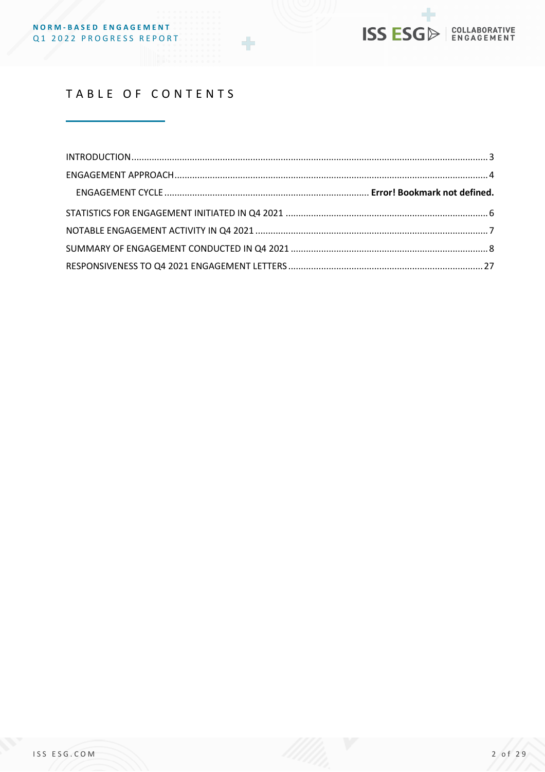# TABLE OF CONTENTS

INTRODUCTION ............................................................ 3

ENGAGEMENT APPROACH ............................................................ 4

ENGAGEMENT CYCLE ............................................................ **Error! Bookmark not defined.**

STATISTICS FOR ENGAGEMENT INITIATED IN Q4 2021 ............................................................ 6

NOTABLE ENGAGEMENT ACTIVITY IN Q4 2021 ............................................................ 7

SUMMARY OF ENGAGEMENT CONDUCTED IN Q4 2021 ............................................................ 8

RESPONSIVENESS TO Q4 2021 ENGAGEMENT LETTERS ............................................................ 27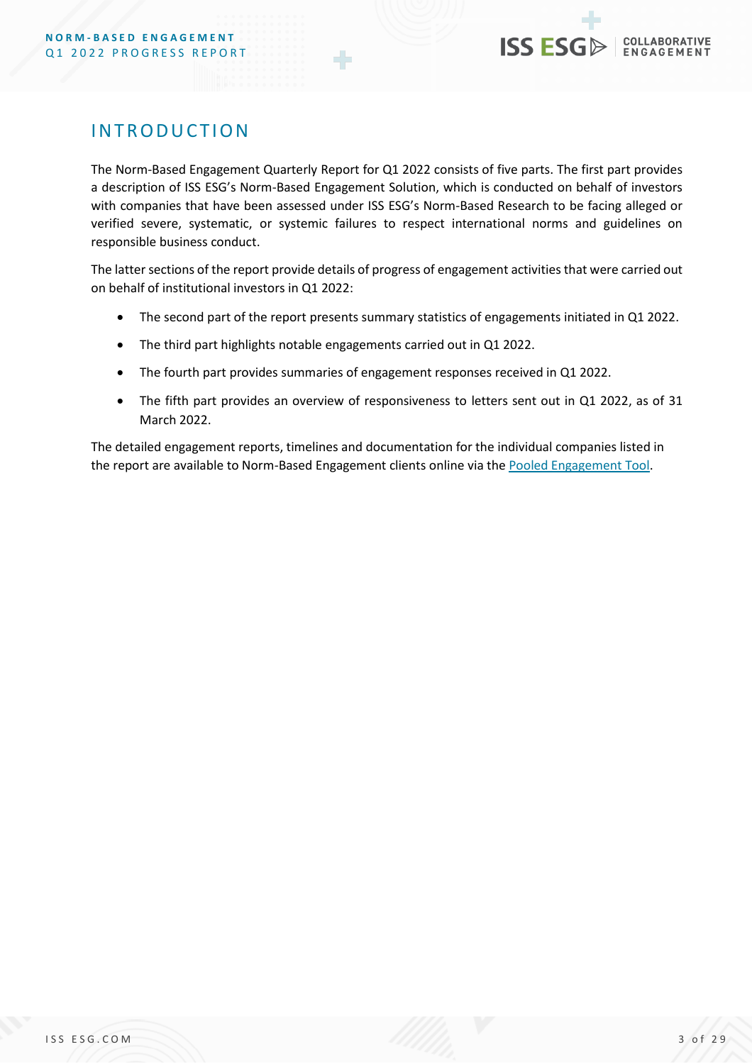# INTRODUCTION

The Norm-Based Engagement Quarterly Report for Q1 2022 consists of five parts. The first part provides a description of ISS ESG's Norm-Based Engagement Solution, which is conducted on behalf of investors with companies that have been assessed under ISS ESG's Norm-Based Research to be facing alleged or verified severe, systematic, or systemic failures to respect international norms and guidelines on responsible business conduct.

The latter sections of the report provide details of progress of engagement activities that were carried out on behalf of institutional investors in Q1 2022:

- The second part of the report presents summary statistics of engagements initiated in Q1 2022.
- The third part highlights notable engagements carried out in Q1 2022.
- The fourth part provides summaries of engagement responses received in Q1 2022.
- The fifth part provides an overview of responsiveness to letters sent out in Q1 2022, as of 31 March 2022.

The detailed engagement reports, timelines and documentation for the individual companies listed in the report are available to Norm-Based Engagement clients online via the Pooled Engagement Tool.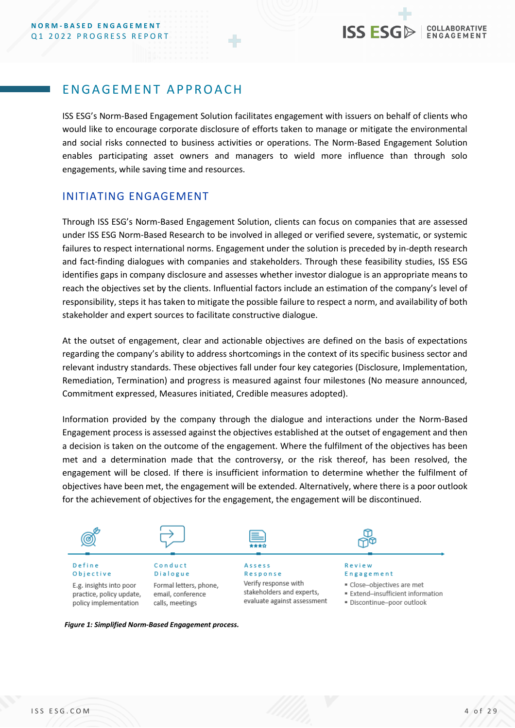## ENGAGEMENT APPROACH

ISS ESG's Norm-Based Engagement Solution facilitates engagement with issuers on behalf of clients who would like to encourage corporate disclosure of efforts taken to manage or mitigate the environmental and social risks connected to business activities or operations. The Norm-Based Engagement Solution enables participating asset owners and managers to wield more influence than through solo engagements, while saving time and resources.

### INITIATING ENGAGEMENT

Through ISS ESG's Norm-Based Engagement Solution, clients can focus on companies that are assessed under ISS ESG Norm-Based Research to be involved in alleged or verified severe, systematic, or systemic failures to respect international norms. Engagement under the solution is preceded by in-depth research and fact-finding dialogues with companies and stakeholders. Through these feasibility studies, ISS ESG identifies gaps in company disclosure and assesses whether investor dialogue is an appropriate means to reach the objectives set by the clients. Influential factors include an estimation of the company's level of responsibility, steps it has taken to mitigate the possible failure to respect a norm, and availability of both stakeholder and expert sources to facilitate constructive dialogue.

At the outset of engagement, clear and actionable objectives are defined on the basis of expectations regarding the company's ability to address shortcomings in the context of its specific business sector and relevant industry standards. These objectives fall under four key categories (Disclosure, Implementation, Remediation, Termination) and progress is measured against four milestones (No measure announced, Commitment expressed, Measures initiated, Credible measures adopted).

Information provided by the company through the dialogue and interactions under the Norm-Based Engagement process is assessed against the objectives established at the outset of engagement and then a decision is taken on the outcome of the engagement. Where the fulfilment of the objectives has been met and a determination made that the controversy, or the risk thereof, has been resolved, the engagement will be closed. If there is insufficient information to determine whether the fulfilment of objectives have been met, the engagement will be extended. Alternatively, where there is a poor outlook for the achievement of objectives for the engagement, the engagement will be discontinued.

Define Objective
E.g. insights into poor practice, policy update, policy implementation

Conduct Dialogue
Formal letters, phone, email, conference calls, meetings

Assess Response
Verify response with stakeholders and experts, evaluate against assessment

Review Engagement
- Close–objectives are met
- Extend–insufficient information
- Discontinue–poor outlook

***Figure 1: Simplified Norm-Based Engagement process.***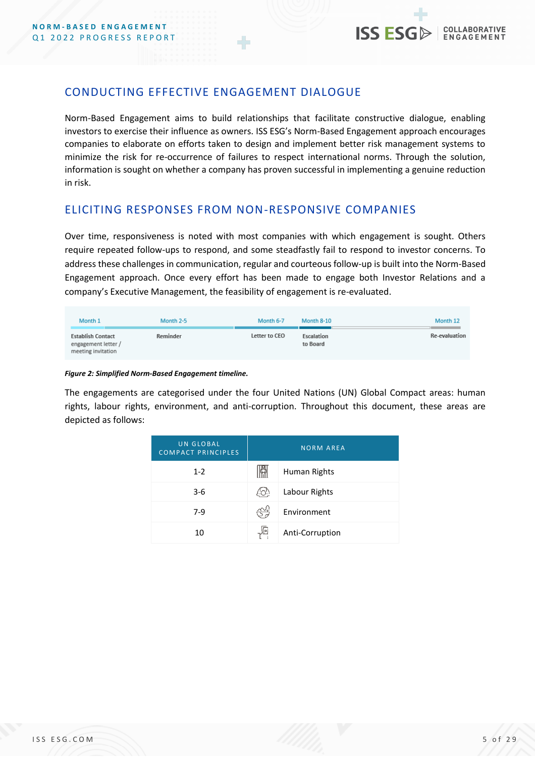## CONDUCTING EFFECTIVE ENGAGEMENT DIALOGUE

Norm-Based Engagement aims to build relationships that facilitate constructive dialogue, enabling investors to exercise their influence as owners. ISS ESG's Norm-Based Engagement approach encourages companies to elaborate on efforts taken to design and implement better risk management systems to minimize the risk for re-occurrence of failures to respect international norms. Through the solution, information is sought on whether a company has proven successful in implementing a genuine reduction in risk.

## ELICITING RESPONSES FROM NON-RESPONSIVE COMPANIES

Over time, responsiveness is noted with most companies with which engagement is sought. Others require repeated follow-ups to respond, and some steadfastly fail to respond to investor concerns. To address these challenges in communication, regular and courteous follow-up is built into the Norm-Based Engagement approach. Once every effort has been made to engage both Investor Relations and a company's Executive Management, the feasibility of engagement is re-evaluated.

Month 1
Establish Contact
engagement letter / meeting invitation

Month 2-5
Reminder

Month 6-7
Letter to CEO

Month 8-10
Escalation to Board

Month 12
Re-evaluation

***Figure 2: Simplified Norm-Based Engagement timeline.***

The engagements are categorised under the four United Nations (UN) Global Compact areas: human rights, labour rights, environment, and anti-corruption. Throughout this document, these areas are depicted as follows:

| UN GLOBAL COMPACT PRINCIPLES | NORM AREA |
|---|---|
| 1-2 | Human Rights |
| 3-6 | Labour Rights |
| 7-9 | Environment |
| 10 | Anti-Corruption |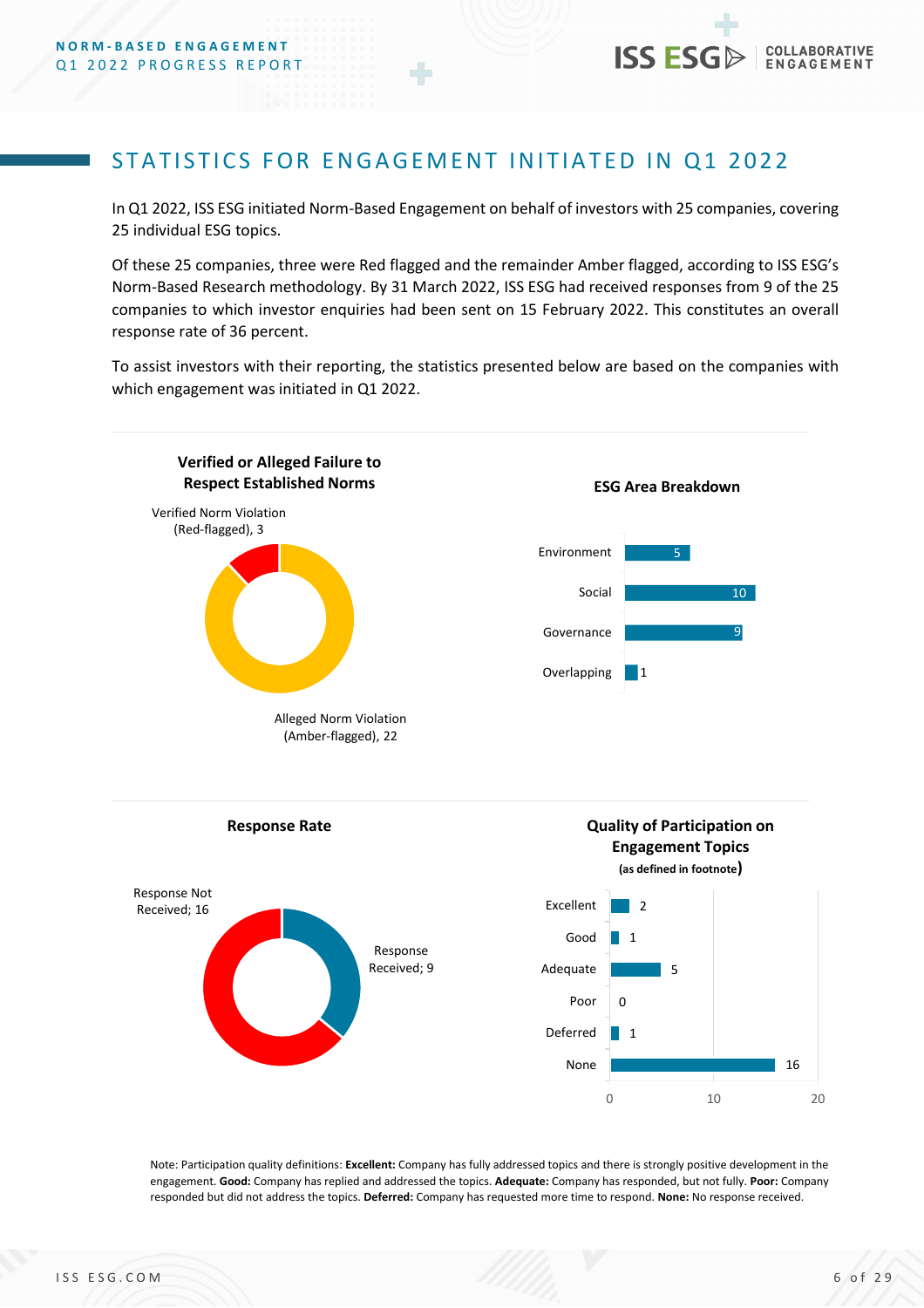## STATISTICS FOR ENGAGEMENT INITIATED IN Q1 2022

In Q1 2022, ISS ESG initiated Norm-Based Engagement on behalf of investors with 25 companies, covering 25 individual ESG topics.

Of these 25 companies, three were Red flagged and the remainder Amber flagged, according to ISS ESG's Norm-Based Research methodology. By 31 March 2022, ISS ESG had received responses from 9 of the 25 companies to which investor enquiries had been sent on 15 February 2022. This constitutes an overall response rate of 36 percent.

To assist investors with their reporting, the statistics presented below are based on the companies with which engagement was initiated in Q1 2022.

**Verified or Alleged Failure to Respect Established Norms**

Verified Norm Violation (Red-flagged), 3

Alleged Norm Violation (Amber-flagged), 22

**ESG Area Breakdown**

Environment 5

Social 10

Governance 9

Overlapping 1

**Response Rate**

Response Not Received; 16

Response Received; 9

**Quality of Participation on Engagement Topics**
**(as defined in footnote)**

Excellent 2

Good 1

Adequate 5

Poor 0

Deferred 1

None 16

0 10 20

Note: Participation quality definitions: **Excellent:** Company has fully addressed topics and there is strongly positive development in the engagement. **Good:** Company has replied and addressed the topics. **Adequate:** Company has responded, but not fully. **Poor:** Company responded but did not address the topics. **Deferred:** Company has requested more time to respond. **None:** No response received.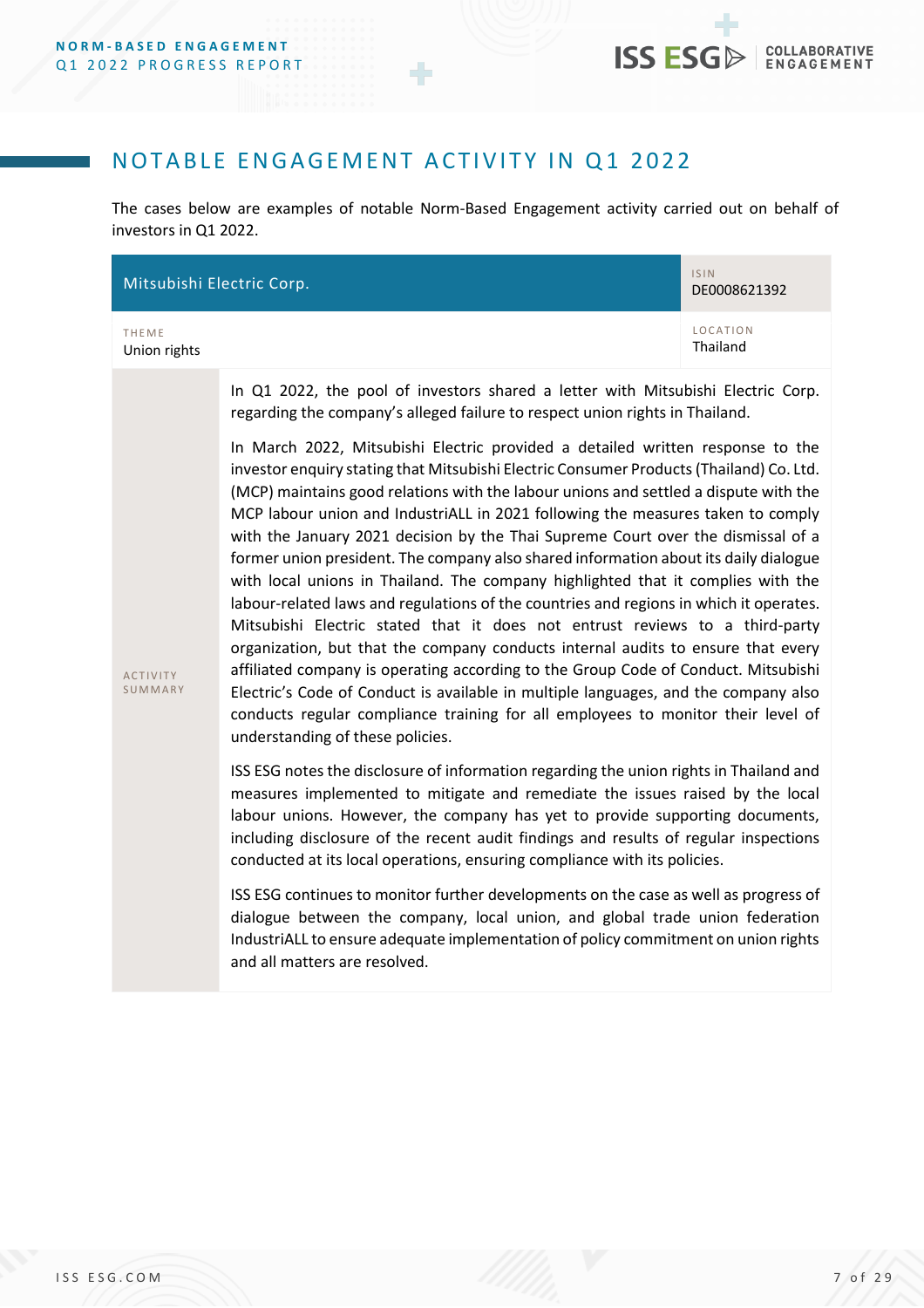## NOTABLE ENGAGEMENT ACTIVITY IN Q1 2022

The cases below are examples of notable Norm-Based Engagement activity carried out on behalf of investors in Q1 2022.

| Mitsubishi Electric Corp. | ISIN<br>DE0008621392 |
|---|---|
| THEME<br>Union rights | LOCATION<br>Thailand |

**ACTIVITY SUMMARY**

In Q1 2022, the pool of investors shared a letter with Mitsubishi Electric Corp. regarding the company's alleged failure to respect union rights in Thailand.

In March 2022, Mitsubishi Electric provided a detailed written response to the investor enquiry stating that Mitsubishi Electric Consumer Products (Thailand) Co. Ltd. (MCP) maintains good relations with the labour unions and settled a dispute with the MCP labour union and IndustriALL in 2021 following the measures taken to comply with the January 2021 decision by the Thai Supreme Court over the dismissal of a former union president. The company also shared information about its daily dialogue with local unions in Thailand. The company highlighted that it complies with the labour-related laws and regulations of the countries and regions in which it operates. Mitsubishi Electric stated that it does not entrust reviews to a third-party organization, but that the company conducts internal audits to ensure that every affiliated company is operating according to the Group Code of Conduct. Mitsubishi Electric's Code of Conduct is available in multiple languages, and the company also conducts regular compliance training for all employees to monitor their level of understanding of these policies.

ISS ESG notes the disclosure of information regarding the union rights in Thailand and measures implemented to mitigate and remediate the issues raised by the local labour unions. However, the company has yet to provide supporting documents, including disclosure of the recent audit findings and results of regular inspections conducted at its local operations, ensuring compliance with its policies.

ISS ESG continues to monitor further developments on the case as well as progress of dialogue between the company, local union, and global trade union federation IndustriALL to ensure adequate implementation of policy commitment on union rights and all matters are resolved.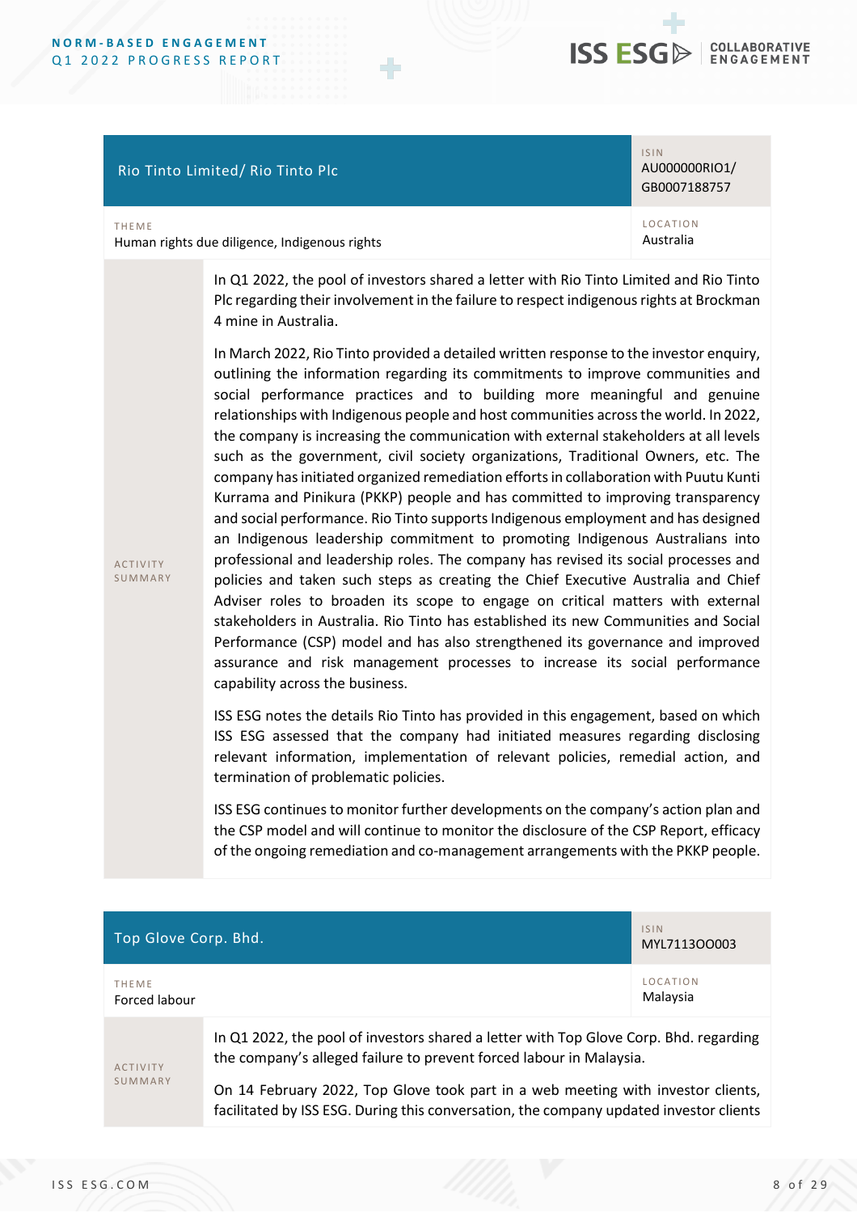| Rio Tinto Limited/ Rio Tinto Plc | ISIN<br>AU000000RIO1/ GB0007188757 |
|---|---|
| THEME<br>Human rights due diligence, Indigenous rights | LOCATION<br>Australia |

**ACTIVITY SUMMARY**

In Q1 2022, the pool of investors shared a letter with Rio Tinto Limited and Rio Tinto Plc regarding their involvement in the failure to respect indigenous rights at Brockman 4 mine in Australia.

In March 2022, Rio Tinto provided a detailed written response to the investor enquiry, outlining the information regarding its commitments to improve communities and social performance practices and to building more meaningful and genuine relationships with Indigenous people and host communities across the world. In 2022, the company is increasing the communication with external stakeholders at all levels such as the government, civil society organizations, Traditional Owners, etc. The company has initiated organized remediation efforts in collaboration with Puutu Kunti Kurrama and Pinikura (PKKP) people and has committed to improving transparency and social performance. Rio Tinto supports Indigenous employment and has designed an Indigenous leadership commitment to promoting Indigenous Australians into professional and leadership roles. The company has revised its social processes and policies and taken such steps as creating the Chief Executive Australia and Chief Adviser roles to broaden its scope to engage on critical matters with external stakeholders in Australia. Rio Tinto has established its new Communities and Social Performance (CSP) model and has also strengthened its governance and improved assurance and risk management processes to increase its social performance capability across the business.

ISS ESG notes the details Rio Tinto has provided in this engagement, based on which ISS ESG assessed that the company had initiated measures regarding disclosing relevant information, implementation of relevant policies, remedial action, and termination of problematic policies.

ISS ESG continues to monitor further developments on the company's action plan and the CSP model and will continue to monitor the disclosure of the CSP Report, efficacy of the ongoing remediation and co-management arrangements with the PKKP people.

| Top Glove Corp. Bhd. | ISIN<br>MYL7113OO003 |
|---|---|
| THEME<br>Forced labour | LOCATION<br>Malaysia |

**ACTIVITY SUMMARY**

In Q1 2022, the pool of investors shared a letter with Top Glove Corp. Bhd. regarding the company's alleged failure to prevent forced labour in Malaysia.

On 14 February 2022, Top Glove took part in a web meeting with investor clients, facilitated by ISS ESG. During this conversation, the company updated investor clients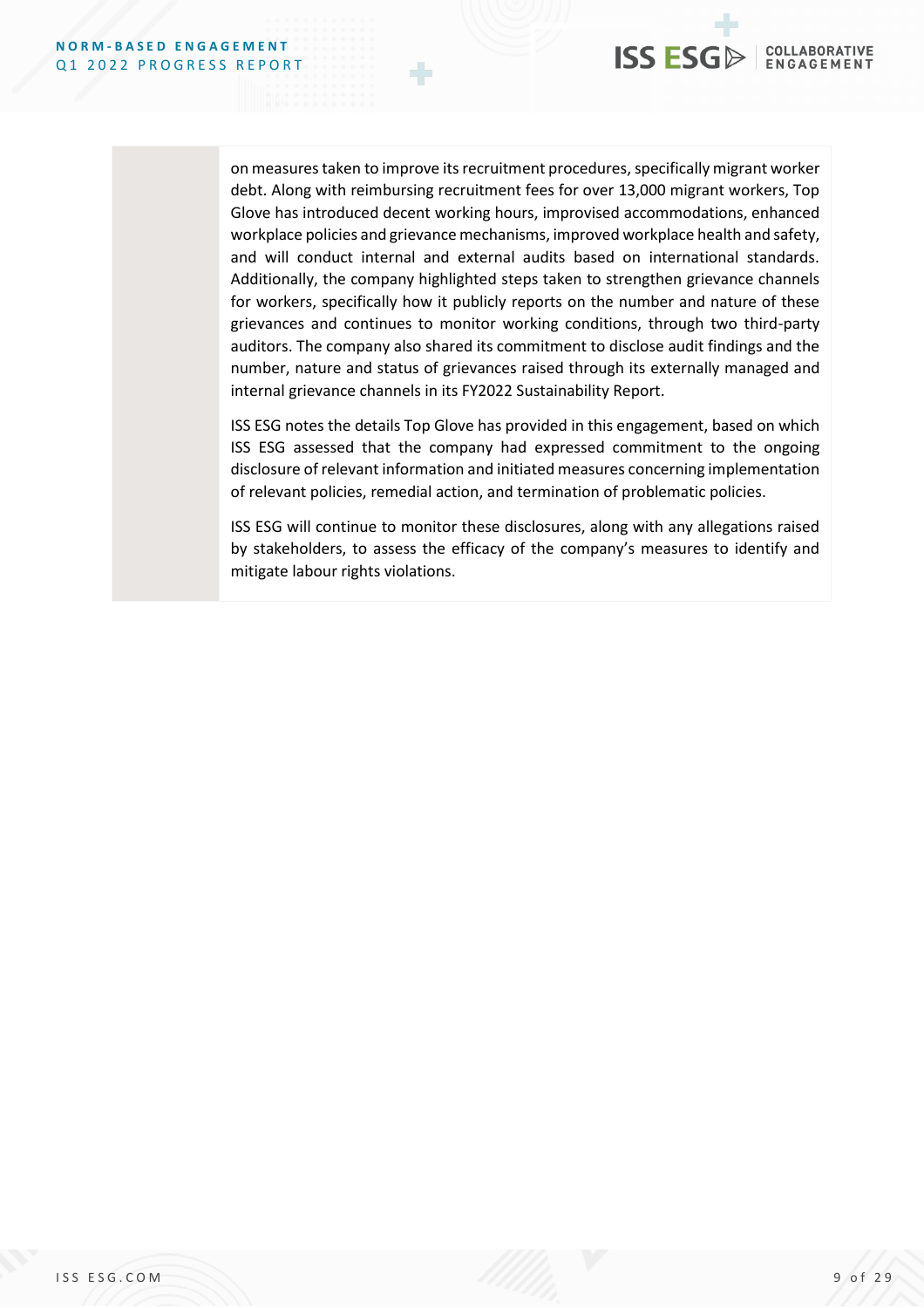on measures taken to improve its recruitment procedures, specifically migrant worker debt. Along with reimbursing recruitment fees for over 13,000 migrant workers, Top Glove has introduced decent working hours, improvised accommodations, enhanced workplace policies and grievance mechanisms, improved workplace health and safety, and will conduct internal and external audits based on international standards. Additionally, the company highlighted steps taken to strengthen grievance channels for workers, specifically how it publicly reports on the number and nature of these grievances and continues to monitor working conditions, through two third-party auditors. The company also shared its commitment to disclose audit findings and the number, nature and status of grievances raised through its externally managed and internal grievance channels in its FY2022 Sustainability Report.

ISS ESG notes the details Top Glove has provided in this engagement, based on which ISS ESG assessed that the company had expressed commitment to the ongoing disclosure of relevant information and initiated measures concerning implementation of relevant policies, remedial action, and termination of problematic policies.

ISS ESG will continue to monitor these disclosures, along with any allegations raised by stakeholders, to assess the efficacy of the company's measures to identify and mitigate labour rights violations.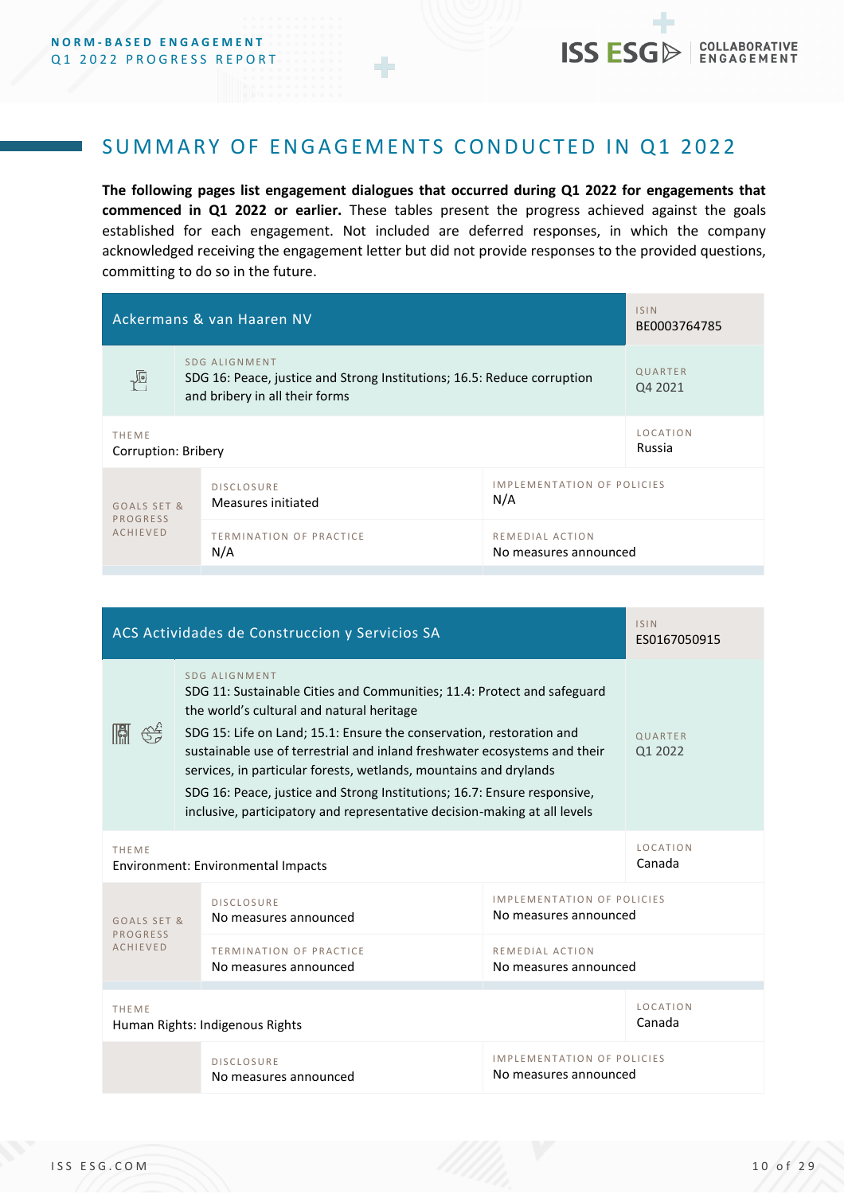## SUMMARY OF ENGAGEMENTS CONDUCTED IN Q1 2022

**The following pages list engagement dialogues that occurred during Q1 2022 for engagements that commenced in Q1 2022 or earlier.** These tables present the progress achieved against the goals established for each engagement. Not included are deferred responses, in which the company acknowledged receiving the engagement letter but did not provide responses to the provided questions, committing to do so in the future.

| Ackermans & van Haaren NV | | | ISIN<br>BE0003764785 |
|---|---|---|---|
| SDG ALIGNMENT<br>SDG 16: Peace, justice and Strong Institutions; 16.5: Reduce corruption and bribery in all their forms | | | QUARTER<br>Q4 2021 |
| THEME<br>Corruption: Bribery | | | LOCATION<br>Russia |
| GOALS SET & PROGRESS ACHIEVED | DISCLOSURE<br>Measures initiated | IMPLEMENTATION OF POLICIES<br>N/A | |
| | TERMINATION OF PRACTICE<br>N/A | REMEDIAL ACTION<br>No measures announced | |

| ACS Actividades de Construccion y Servicios SA | | | ISIN<br>ES0167050915 |
|---|---|---|---|
| SDG ALIGNMENT<br>SDG 11: Sustainable Cities and Communities; 11.4: Protect and safeguard the world's cultural and natural heritage<br>SDG 15: Life on Land; 15.1: Ensure the conservation, restoration and sustainable use of terrestrial and inland freshwater ecosystems and their services, in particular forests, wetlands, mountains and drylands<br>SDG 16: Peace, justice and Strong Institutions; 16.7: Ensure responsive, inclusive, participatory and representative decision-making at all levels | | | QUARTER<br>Q1 2022 |
| THEME<br>Environment: Environmental Impacts | | | LOCATION<br>Canada |
| GOALS SET & PROGRESS ACHIEVED | DISCLOSURE<br>No measures announced | IMPLEMENTATION OF POLICIES<br>No measures announced | |
| | TERMINATION OF PRACTICE<br>No measures announced | REMEDIAL ACTION<br>No measures announced | |
| THEME<br>Human Rights: Indigenous Rights | | | LOCATION<br>Canada |
| | DISCLOSURE<br>No measures announced | IMPLEMENTATION OF POLICIES<br>No measures announced | |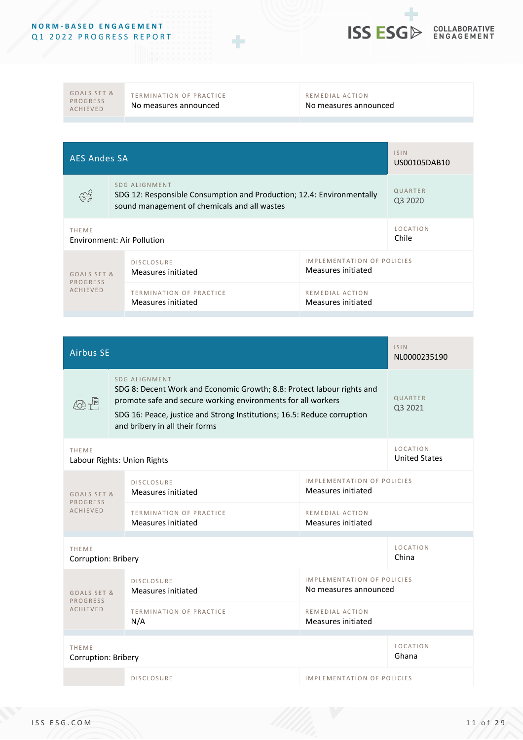| GOALS SET & PROGRESS ACHIEVED | TERMINATION OF PRACTICE | REMEDIAL ACTION |
|---|---|---|
| | No measures announced | No measures announced |

## AES Andes SA

| | |
|---|---|
| ISIN | US00105DAB10 |
| SDG ALIGNMENT | SDG 12: Responsible Consumption and Production; 12.4: Environmentally sound management of chemicals and all wastes |
| QUARTER | Q3 2020 |
| THEME | Environment: Air Pollution |
| LOCATION | Chile |

| GOALS SET & PROGRESS ACHIEVED | | |
|---|---|---|
| DISCLOSURE | Measures initiated | |
| IMPLEMENTATION OF POLICIES | Measures initiated | |
| TERMINATION OF PRACTICE | Measures initiated | |
| REMEDIAL ACTION | Measures initiated | |

## Airbus SE

| | |
|---|---|
| ISIN | NL0000235190 |
| SDG ALIGNMENT | SDG 8: Decent Work and Economic Growth; 8.8: Protect labour rights and promote safe and secure working environments for all workers<br>SDG 16: Peace, justice and Strong Institutions; 16.5: Reduce corruption and bribery in all their forms |
| QUARTER | Q3 2021 |

| THEME | LOCATION |
|---|---|
| Labour Rights: Union Rights | United States |

| GOALS SET & PROGRESS ACHIEVED | |
|---|---|
| DISCLOSURE | Measures initiated |
| IMPLEMENTATION OF POLICIES | Measures initiated |
| TERMINATION OF PRACTICE | Measures initiated |
| REMEDIAL ACTION | Measures initiated |

| THEME | LOCATION |
|---|---|
| Corruption: Bribery | China |

| GOALS SET & PROGRESS ACHIEVED | |
|---|---|
| DISCLOSURE | Measures initiated |
| IMPLEMENTATION OF POLICIES | No measures announced |
| TERMINATION OF PRACTICE | N/A |
| REMEDIAL ACTION | Measures initiated |

| THEME | LOCATION |
|---|---|
| Corruption: Bribery | Ghana |

| | DISCLOSURE | IMPLEMENTATION OF POLICIES |
|---|---|---|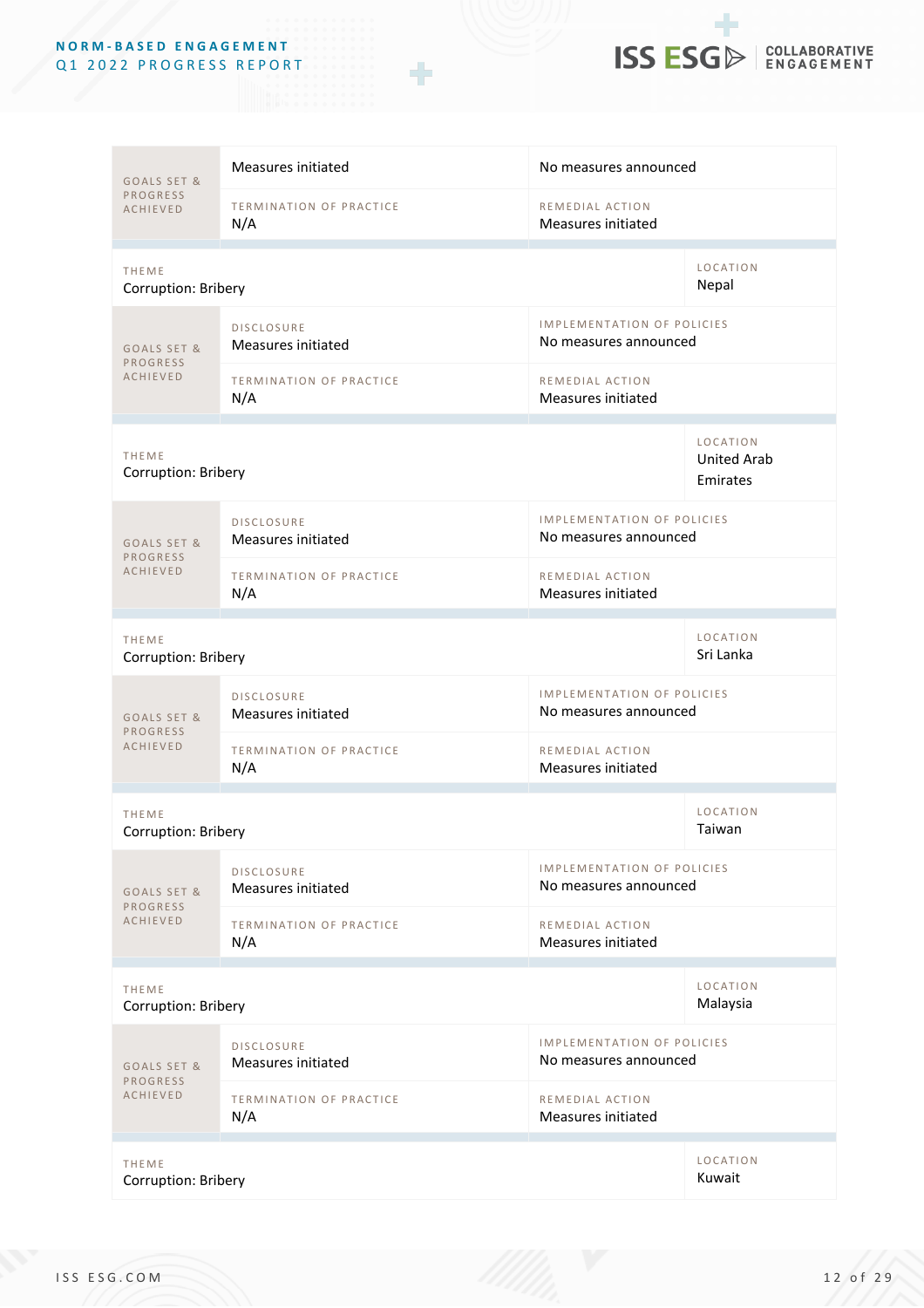| | | |
|---|---|---|
| GOALS SET & PROGRESS ACHIEVED | Measures initiated | No measures announced |
| | TERMINATION OF PRACTICE<br>N/A | REMEDIAL ACTION<br>Measures initiated |

| | |
|---|---|
| THEME<br>Corruption: Bribery | LOCATION<br>Nepal |

| | | |
|---|---|---|
| GOALS SET & PROGRESS ACHIEVED | DISCLOSURE<br>Measures initiated | IMPLEMENTATION OF POLICIES<br>No measures announced |
| | TERMINATION OF PRACTICE<br>N/A | REMEDIAL ACTION<br>Measures initiated |

| | |
|---|---|
| THEME<br>Corruption: Bribery | LOCATION<br>United Arab Emirates |

| | | |
|---|---|---|
| GOALS SET & PROGRESS ACHIEVED | DISCLOSURE<br>Measures initiated | IMPLEMENTATION OF POLICIES<br>No measures announced |
| | TERMINATION OF PRACTICE<br>N/A | REMEDIAL ACTION<br>Measures initiated |

| | |
|---|---|
| THEME<br>Corruption: Bribery | LOCATION<br>Sri Lanka |

| | | |
|---|---|---|
| GOALS SET & PROGRESS ACHIEVED | DISCLOSURE<br>Measures initiated | IMPLEMENTATION OF POLICIES<br>No measures announced |
| | TERMINATION OF PRACTICE<br>N/A | REMEDIAL ACTION<br>Measures initiated |

| | |
|---|---|
| THEME<br>Corruption: Bribery | LOCATION<br>Taiwan |

| | | |
|---|---|---|
| GOALS SET & PROGRESS ACHIEVED | DISCLOSURE<br>Measures initiated | IMPLEMENTATION OF POLICIES<br>No measures announced |
| | TERMINATION OF PRACTICE<br>N/A | REMEDIAL ACTION<br>Measures initiated |

| | |
|---|---|
| THEME<br>Corruption: Bribery | LOCATION<br>Malaysia |

| | | |
|---|---|---|
| GOALS SET & PROGRESS ACHIEVED | DISCLOSURE<br>Measures initiated | IMPLEMENTATION OF POLICIES<br>No measures announced |
| | TERMINATION OF PRACTICE<br>N/A | REMEDIAL ACTION<br>Measures initiated |

| | |
|---|---|
| THEME<br>Corruption: Bribery | LOCATION<br>Kuwait |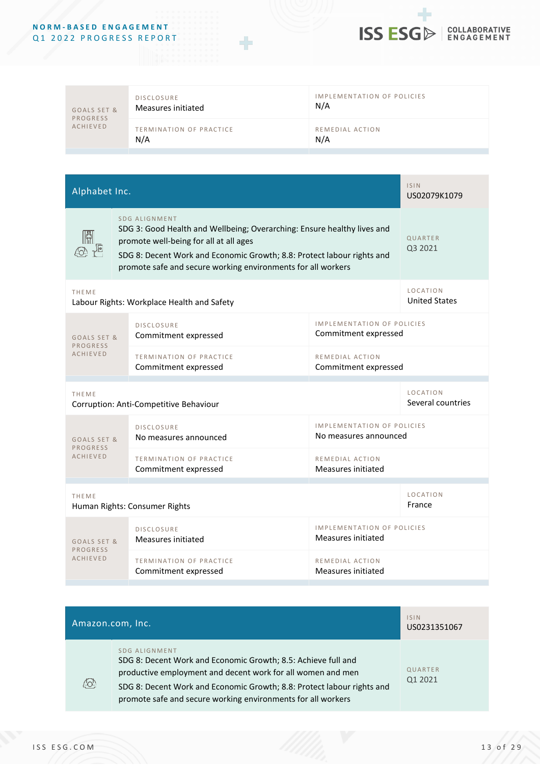| | | |
|---|---|---|
| GOALS SET & PROGRESS ACHIEVED | DISCLOSURE<br>Measures initiated | IMPLEMENTATION OF POLICIES<br>N/A |
| | TERMINATION OF PRACTICE<br>N/A | REMEDIAL ACTION<br>N/A |

## Alphabet Inc.

ISIN
US02079K1079

SDG ALIGNMENT

SDG 3: Good Health and Wellbeing; Overarching: Ensure healthy lives and promote well-being for all at all ages

SDG 8: Decent Work and Economic Growth; 8.8: Protect labour rights and promote safe and secure working environments for all workers

QUARTER
Q3 2021

THEME
Labour Rights: Workplace Health and Safety

LOCATION
United States

| | | |
|---|---|---|
| GOALS SET & PROGRESS ACHIEVED | DISCLOSURE<br>Commitment expressed | IMPLEMENTATION OF POLICIES<br>Commitment expressed |
| | TERMINATION OF PRACTICE<br>Commitment expressed | REMEDIAL ACTION<br>Commitment expressed |

THEME
Corruption: Anti-Competitive Behaviour

LOCATION
Several countries

| | | |
|---|---|---|
| GOALS SET & PROGRESS ACHIEVED | DISCLOSURE<br>No measures announced | IMPLEMENTATION OF POLICIES<br>No measures announced |
| | TERMINATION OF PRACTICE<br>Commitment expressed | REMEDIAL ACTION<br>Measures initiated |

THEME
Human Rights: Consumer Rights

LOCATION
France

| | | |
|---|---|---|
| GOALS SET & PROGRESS ACHIEVED | DISCLOSURE<br>Measures initiated | IMPLEMENTATION OF POLICIES<br>Measures initiated |
| | TERMINATION OF PRACTICE<br>Commitment expressed | REMEDIAL ACTION<br>Measures initiated |

## Amazon.com, Inc.

ISIN
US0231351067

SDG ALIGNMENT

SDG 8: Decent Work and Economic Growth; 8.5: Achieve full and productive employment and decent work for all women and men

SDG 8: Decent Work and Economic Growth; 8.8: Protect labour rights and promote safe and secure working environments for all workers

QUARTER
Q1 2021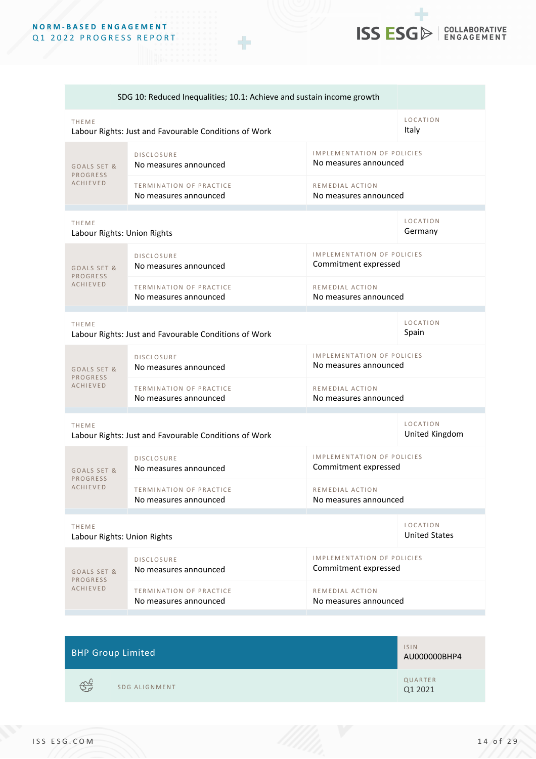| | SDG 10: Reduced Inequalities; 10.1: Achieve and sustain income growth | | |
|---|---|---|---|

| THEME | | LOCATION |
|---|---|---|
| Labour Rights: Just and Favourable Conditions of Work | | Italy |
| GOALS SET & PROGRESS ACHIEVED | DISCLOSURE<br>No measures announced | IMPLEMENTATION OF POLICIES<br>No measures announced |
| | TERMINATION OF PRACTICE<br>No measures announced | REMEDIAL ACTION<br>No measures announced |

| THEME | | LOCATION |
|---|---|---|
| Labour Rights: Union Rights | | Germany |
| GOALS SET & PROGRESS ACHIEVED | DISCLOSURE<br>No measures announced | IMPLEMENTATION OF POLICIES<br>Commitment expressed |
| | TERMINATION OF PRACTICE<br>No measures announced | REMEDIAL ACTION<br>No measures announced |

| THEME | | LOCATION |
|---|---|---|
| Labour Rights: Just and Favourable Conditions of Work | | Spain |
| GOALS SET & PROGRESS ACHIEVED | DISCLOSURE<br>No measures announced | IMPLEMENTATION OF POLICIES<br>No measures announced |
| | TERMINATION OF PRACTICE<br>No measures announced | REMEDIAL ACTION<br>No measures announced |

| THEME | | LOCATION |
|---|---|---|
| Labour Rights: Just and Favourable Conditions of Work | | United Kingdom |
| GOALS SET & PROGRESS ACHIEVED | DISCLOSURE<br>No measures announced | IMPLEMENTATION OF POLICIES<br>Commitment expressed |
| | TERMINATION OF PRACTICE<br>No measures announced | REMEDIAL ACTION<br>No measures announced |

| THEME | | LOCATION |
|---|---|---|
| Labour Rights: Union Rights | | United States |
| GOALS SET & PROGRESS ACHIEVED | DISCLOSURE<br>No measures announced | IMPLEMENTATION OF POLICIES<br>Commitment expressed |
| | TERMINATION OF PRACTICE<br>No measures announced | REMEDIAL ACTION<br>No measures announced |

| BHP Group Limited | ISIN<br>AU000000BHP4 |
|---|---|
| SDG ALIGNMENT | QUARTER<br>Q1 2021 |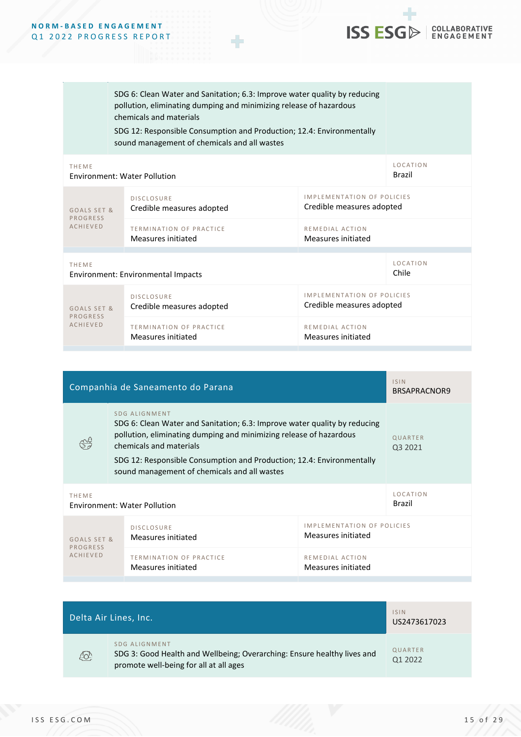SDG 6: Clean Water and Sanitation; 6.3: Improve water quality by reducing pollution, eliminating dumping and minimizing release of hazardous chemicals and materials

SDG 12: Responsible Consumption and Production; 12.4: Environmentally sound management of chemicals and all wastes

| THEME | | LOCATION |
|---|---|---|
| Environment: Water Pollution | | Brazil |

| GOALS SET & PROGRESS ACHIEVED | | |
|---|---|---|
| | DISCLOSURE<br>Credible measures adopted | IMPLEMENTATION OF POLICIES<br>Credible measures adopted |
| | TERMINATION OF PRACTICE<br>Measures initiated | REMEDIAL ACTION<br>Measures initiated |

| THEME | | LOCATION |
|---|---|---|
| Environment: Environmental Impacts | | Chile |

| GOALS SET & PROGRESS ACHIEVED | | |
|---|---|---|
| | DISCLOSURE<br>Credible measures adopted | IMPLEMENTATION OF POLICIES<br>Credible measures adopted |
| | TERMINATION OF PRACTICE<br>Measures initiated | REMEDIAL ACTION<br>Measures initiated |

## Companhia de Saneamento do Parana

ISIN
BRSAPRACNOR9

SDG ALIGNMENT

SDG 6: Clean Water and Sanitation; 6.3: Improve water quality by reducing pollution, eliminating dumping and minimizing release of hazardous chemicals and materials

SDG 12: Responsible Consumption and Production; 12.4: Environmentally sound management of chemicals and all wastes

QUARTER
Q3 2021

| THEME | | LOCATION |
|---|---|---|
| Environment: Water Pollution | | Brazil |

| GOALS SET & PROGRESS ACHIEVED | | |
|---|---|---|
| | DISCLOSURE<br>Measures initiated | IMPLEMENTATION OF POLICIES<br>Measures initiated |
| | TERMINATION OF PRACTICE<br>Measures initiated | REMEDIAL ACTION<br>Measures initiated |

## Delta Air Lines, Inc.

ISIN
US2473617023

SDG ALIGNMENT

SDG 3: Good Health and Wellbeing; Overarching: Ensure healthy lives and promote well-being for all at all ages

QUARTER
Q1 2022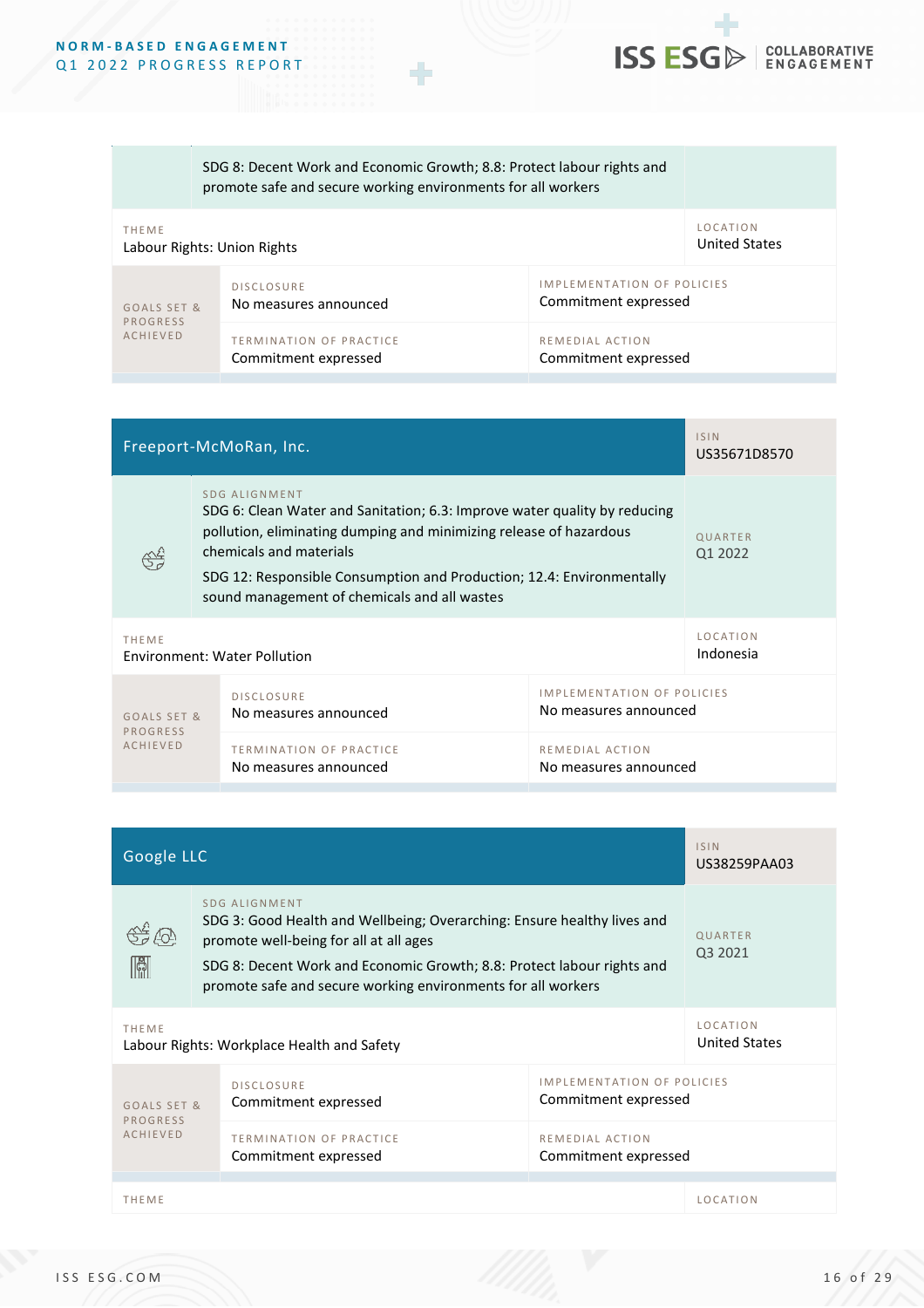| | | |
|---|---|---|
| | SDG 8: Decent Work and Economic Growth; 8.8: Protect labour rights and promote safe and secure working environments for all workers | |
| THEME<br>Labour Rights: Union Rights | | LOCATION<br>United States |

| | | |
|---|---|---|
| GOALS SET & PROGRESS ACHIEVED | DISCLOSURE<br>No measures announced | IMPLEMENTATION OF POLICIES<br>Commitment expressed |
| | TERMINATION OF PRACTICE<br>Commitment expressed | REMEDIAL ACTION<br>Commitment expressed |

## Freeport-McMoRan, Inc.

| | | |
|---|---|---|
| | | ISIN<br>US35671D8570 |
| | SDG ALIGNMENT<br>SDG 6: Clean Water and Sanitation; 6.3: Improve water quality by reducing pollution, eliminating dumping and minimizing release of hazardous chemicals and materials<br>SDG 12: Responsible Consumption and Production; 12.4: Environmentally sound management of chemicals and all wastes | QUARTER<br>Q1 2022 |
| THEME<br>Environment: Water Pollution | | LOCATION<br>Indonesia |

| | | |
|---|---|---|
| GOALS SET & PROGRESS ACHIEVED | DISCLOSURE<br>No measures announced | IMPLEMENTATION OF POLICIES<br>No measures announced |
| | TERMINATION OF PRACTICE<br>No measures announced | REMEDIAL ACTION<br>No measures announced |

## Google LLC

| | | |
|---|---|---|
| | | ISIN<br>US38259PAA03 |
| | SDG ALIGNMENT<br>SDG 3: Good Health and Wellbeing; Overarching: Ensure healthy lives and promote well-being for all at all ages<br>SDG 8: Decent Work and Economic Growth; 8.8: Protect labour rights and promote safe and secure working environments for all workers | QUARTER<br>Q3 2021 |
| THEME<br>Labour Rights: Workplace Health and Safety | | LOCATION<br>United States |

| | | |
|---|---|---|
| GOALS SET & PROGRESS ACHIEVED | DISCLOSURE<br>Commitment expressed | IMPLEMENTATION OF POLICIES<br>Commitment expressed |
| | TERMINATION OF PRACTICE<br>Commitment expressed | REMEDIAL ACTION<br>Commitment expressed |

| | |
|---|---|
| THEME | LOCATION |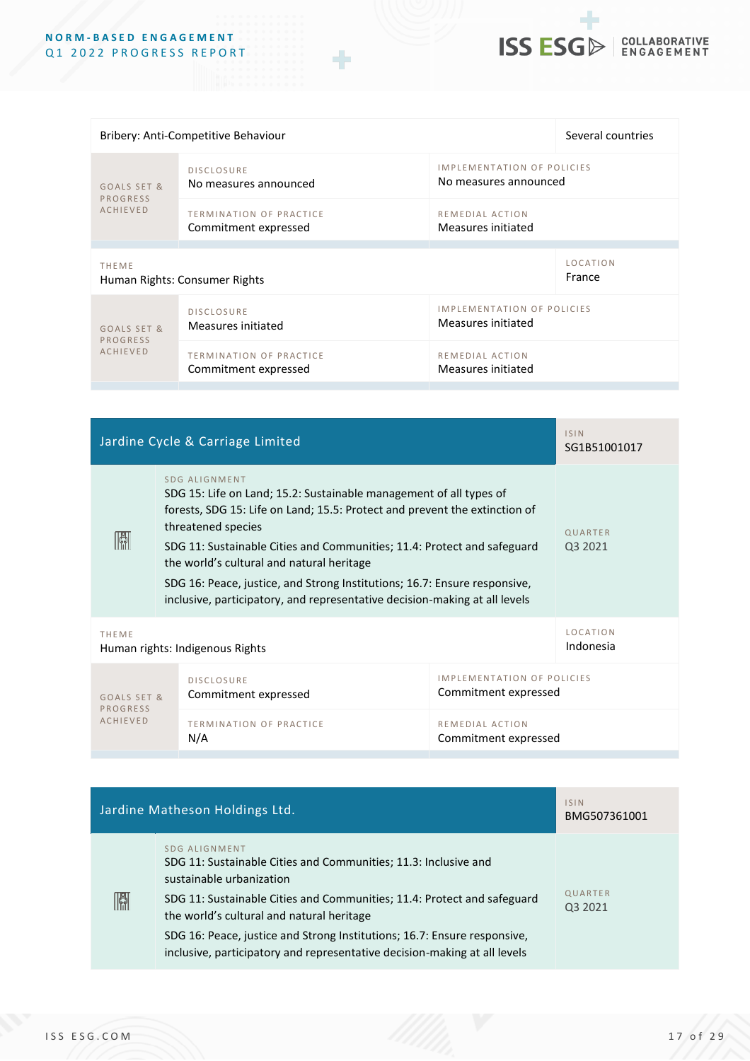| Bribery: Anti-Competitive Behaviour | | | Several countries |
|---|---|---|---|
| GOALS SET & PROGRESS ACHIEVED | DISCLOSURE<br>No measures announced | IMPLEMENTATION OF POLICIES<br>No measures announced | |
| | TERMINATION OF PRACTICE<br>Commitment expressed | REMEDIAL ACTION<br>Measures initiated | |
| THEME<br>Human Rights: Consumer Rights | | | LOCATION<br>France |
| GOALS SET & PROGRESS ACHIEVED | DISCLOSURE<br>Measures initiated | IMPLEMENTATION OF POLICIES<br>Measures initiated | |
| | TERMINATION OF PRACTICE<br>Commitment expressed | REMEDIAL ACTION<br>Measures initiated | |

## Jardine Cycle & Carriage Limited

| | | | |
|---|---|---|---|
| Jardine Cycle & Carriage Limited | | | ISIN<br>SG1B51001017 |
| SDG ALIGNMENT<br>SDG 15: Life on Land; 15.2: Sustainable management of all types of forests, SDG 15: Life on Land; 15.5: Protect and prevent the extinction of threatened species<br>SDG 11: Sustainable Cities and Communities; 11.4: Protect and safeguard the world's cultural and natural heritage<br>SDG 16: Peace, justice, and Strong Institutions; 16.7: Ensure responsive, inclusive, participatory, and representative decision-making at all levels | | | QUARTER<br>Q3 2021 |
| THEME<br>Human rights: Indigenous Rights | | | LOCATION<br>Indonesia |
| GOALS SET & PROGRESS ACHIEVED | DISCLOSURE<br>Commitment expressed | IMPLEMENTATION OF POLICIES<br>Commitment expressed | |
| | TERMINATION OF PRACTICE<br>N/A | REMEDIAL ACTION<br>Commitment expressed | |

## Jardine Matheson Holdings Ltd.

| | |
|---|---|
| Jardine Matheson Holdings Ltd. | ISIN<br>BMG507361001 |
| SDG ALIGNMENT<br>SDG 11: Sustainable Cities and Communities; 11.3: Inclusive and sustainable urbanization<br>SDG 11: Sustainable Cities and Communities; 11.4: Protect and safeguard the world's cultural and natural heritage<br>SDG 16: Peace, justice and Strong Institutions; 16.7: Ensure responsive, inclusive, participatory and representative decision-making at all levels | QUARTER<br>Q3 2021 |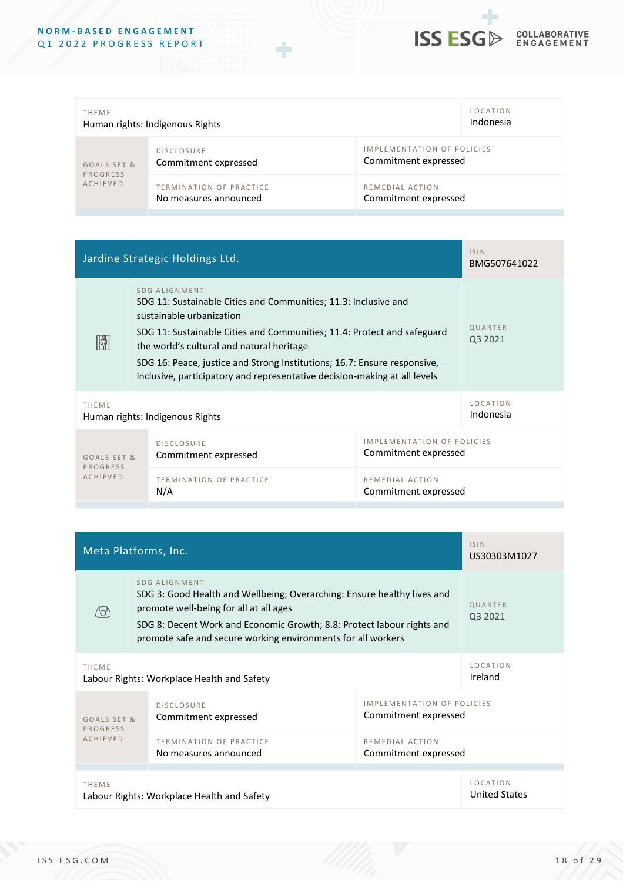| THEME | | LOCATION |
|---|---|---|
| Human rights: Indigenous Rights | | Indonesia |
| GOALS SET & PROGRESS ACHIEVED | DISCLOSURE<br>Commitment expressed | IMPLEMENTATION OF POLICIES<br>Commitment expressed |
| | TERMINATION OF PRACTICE<br>No measures announced | REMEDIAL ACTION<br>Commitment expressed |

## Jardine Strategic Holdings Ltd.

ISIN: BMG507641022

| | |
|---|---|
| SDG ALIGNMENT<br>SDG 11: Sustainable Cities and Communities; 11.3: Inclusive and sustainable urbanization<br>SDG 11: Sustainable Cities and Communities; 11.4: Protect and safeguard the world's cultural and natural heritage<br>SDG 16: Peace, justice and Strong Institutions; 16.7: Ensure responsive, inclusive, participatory and representative decision-making at all levels | QUARTER<br>Q3 2021 |

| THEME | | LOCATION |
|---|---|---|
| Human rights: Indigenous Rights | | Indonesia |
| GOALS SET & PROGRESS ACHIEVED | DISCLOSURE<br>Commitment expressed | IMPLEMENTATION OF POLICIES<br>Commitment expressed |
| | TERMINATION OF PRACTICE<br>N/A | REMEDIAL ACTION<br>Commitment expressed |

## Meta Platforms, Inc.

ISIN: US30303M1027

| | |
|---|---|
| SDG ALIGNMENT<br>SDG 3: Good Health and Wellbeing; Overarching: Ensure healthy lives and promote well-being for all at all ages<br>SDG 8: Decent Work and Economic Growth; 8.8: Protect labour rights and promote safe and secure working environments for all workers | QUARTER<br>Q3 2021 |

| THEME | | LOCATION |
|---|---|---|
| Labour Rights: Workplace Health and Safety | | Ireland |
| GOALS SET & PROGRESS ACHIEVED | DISCLOSURE<br>Commitment expressed | IMPLEMENTATION OF POLICIES<br>Commitment expressed |
| | TERMINATION OF PRACTICE<br>No measures announced | REMEDIAL ACTION<br>Commitment expressed |

| THEME | LOCATION |
|---|---|
| Labour Rights: Workplace Health and Safety | United States |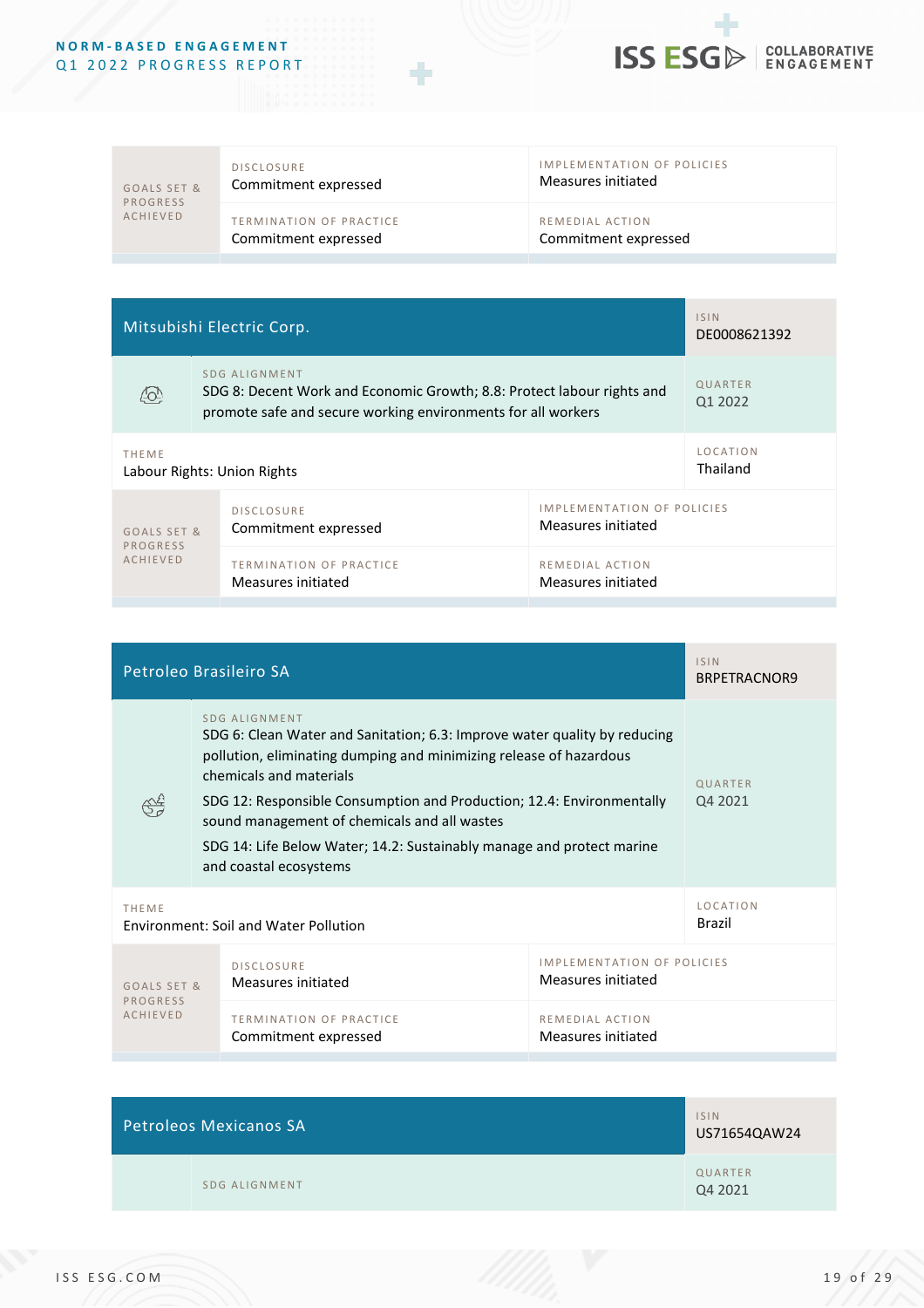| | | |
|---|---|---|
| GOALS SET & PROGRESS ACHIEVED | DISCLOSURE<br>Commitment expressed | IMPLEMENTATION OF POLICIES<br>Measures initiated |
| | TERMINATION OF PRACTICE<br>Commitment expressed | REMEDIAL ACTION<br>Commitment expressed |

| Mitsubishi Electric Corp. | | | ISIN<br>DE0008621392 |
|---|---|---|---|
| | SDG ALIGNMENT<br>SDG 8: Decent Work and Economic Growth; 8.8: Protect labour rights and promote safe and secure working environments for all workers | | QUARTER<br>Q1 2022 |
| THEME<br>Labour Rights: Union Rights | | | LOCATION<br>Thailand |
| GOALS SET & PROGRESS ACHIEVED | DISCLOSURE<br>Commitment expressed | IMPLEMENTATION OF POLICIES<br>Measures initiated | |
| | TERMINATION OF PRACTICE<br>Measures initiated | REMEDIAL ACTION<br>Measures initiated | |

| Petroleo Brasileiro SA | | | ISIN<br>BRPETRACNOR9 |
|---|---|---|---|
| | SDG ALIGNMENT<br>SDG 6: Clean Water and Sanitation; 6.3: Improve water quality by reducing pollution, eliminating dumping and minimizing release of hazardous chemicals and materials<br>SDG 12: Responsible Consumption and Production; 12.4: Environmentally sound management of chemicals and all wastes<br>SDG 14: Life Below Water; 14.2: Sustainably manage and protect marine and coastal ecosystems | | QUARTER<br>Q4 2021 |
| THEME<br>Environment: Soil and Water Pollution | | | LOCATION<br>Brazil |
| GOALS SET & PROGRESS ACHIEVED | DISCLOSURE<br>Measures initiated | IMPLEMENTATION OF POLICIES<br>Measures initiated | |
| | TERMINATION OF PRACTICE<br>Commitment expressed | REMEDIAL ACTION<br>Measures initiated | |

| Petroleos Mexicanos SA | | ISIN<br>US71654QAW24 |
|---|---|---|
| | SDG ALIGNMENT | QUARTER<br>Q4 2021 |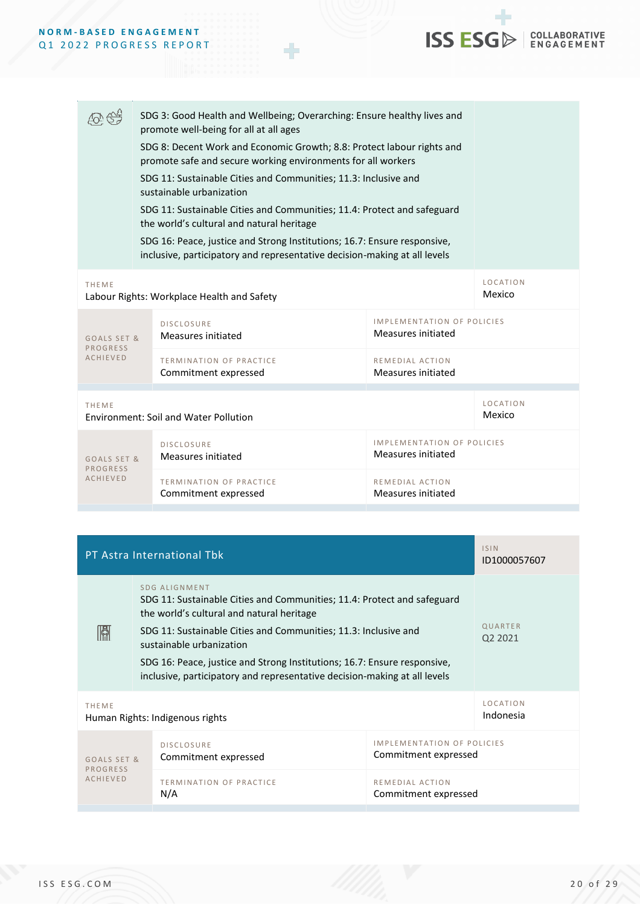| | |
|---|---|
| | SDG 3: Good Health and Wellbeing; Overarching: Ensure healthy lives and promote well-being for all at all ages |
| | SDG 8: Decent Work and Economic Growth; 8.8: Protect labour rights and promote safe and secure working environments for all workers |
| | SDG 11: Sustainable Cities and Communities; 11.3: Inclusive and sustainable urbanization |
| | SDG 11: Sustainable Cities and Communities; 11.4: Protect and safeguard the world's cultural and natural heritage |
| | SDG 16: Peace, justice and Strong Institutions; 16.7: Ensure responsive, inclusive, participatory and representative decision-making at all levels |

| THEME | LOCATION |
|---|---|
| Labour Rights: Workplace Health and Safety | Mexico |

| GOALS SET & PROGRESS ACHIEVED | | |
|---|---|---|
| | DISCLOSURE<br>Measures initiated | IMPLEMENTATION OF POLICIES<br>Measures initiated |
| | TERMINATION OF PRACTICE<br>Commitment expressed | REMEDIAL ACTION<br>Measures initiated |

| THEME | LOCATION |
|---|---|
| Environment: Soil and Water Pollution | Mexico |

| GOALS SET & PROGRESS ACHIEVED | | |
|---|---|---|
| | DISCLOSURE<br>Measures initiated | IMPLEMENTATION OF POLICIES<br>Measures initiated |
| | TERMINATION OF PRACTICE<br>Commitment expressed | REMEDIAL ACTION<br>Measures initiated |

## PT Astra International Tbk

| SDG ALIGNMENT | |
|---|---|
| SDG 11: Sustainable Cities and Communities; 11.4: Protect and safeguard the world's cultural and natural heritage | ISIN<br>ID1000057607 |
| SDG 11: Sustainable Cities and Communities; 11.3: Inclusive and sustainable urbanization | QUARTER<br>Q2 2021 |
| SDG 16: Peace, justice and Strong Institutions; 16.7: Ensure responsive, inclusive, participatory and representative decision-making at all levels | |

| THEME | LOCATION |
|---|---|
| Human Rights: Indigenous rights | Indonesia |

| GOALS SET & PROGRESS ACHIEVED | | |
|---|---|---|
| | DISCLOSURE<br>Commitment expressed | IMPLEMENTATION OF POLICIES<br>Commitment expressed |
| | TERMINATION OF PRACTICE<br>N/A | REMEDIAL ACTION<br>Commitment expressed |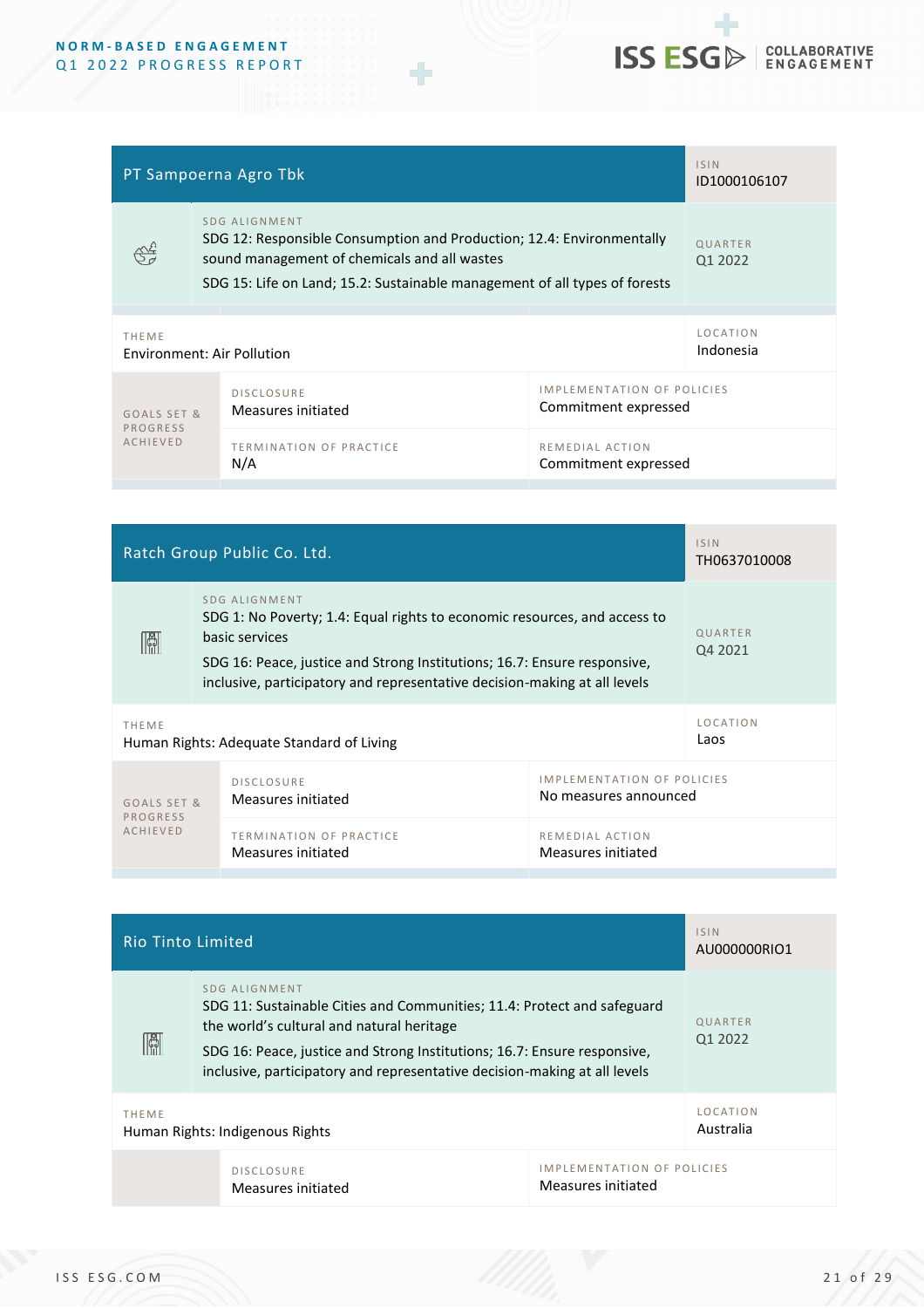## PT Sampoerna Agro Tbk

| | |
|---|---|
| ISIN | ID1000106107 |
| SDG ALIGNMENT | SDG 12: Responsible Consumption and Production; 12.4: Environmentally sound management of chemicals and all wastes<br>SDG 15: Life on Land; 15.2: Sustainable management of all types of forests |
| QUARTER | Q1 2022 |
| THEME | Environment: Air Pollution |
| LOCATION | Indonesia |

| GOALS SET & PROGRESS ACHIEVED | | |
|---|---|---|
| | DISCLOSURE<br>Measures initiated | IMPLEMENTATION OF POLICIES<br>Commitment expressed |
| | TERMINATION OF PRACTICE<br>N/A | REMEDIAL ACTION<br>Commitment expressed |

## Ratch Group Public Co. Ltd.

| | |
|---|---|
| ISIN | TH0637010008 |
| SDG ALIGNMENT | SDG 1: No Poverty; 1.4: Equal rights to economic resources, and access to basic services<br>SDG 16: Peace, justice and Strong Institutions; 16.7: Ensure responsive, inclusive, participatory and representative decision-making at all levels |
| QUARTER | Q4 2021 |
| THEME | Human Rights: Adequate Standard of Living |
| LOCATION | Laos |

| GOALS SET & PROGRESS ACHIEVED | | |
|---|---|---|
| | DISCLOSURE<br>Measures initiated | IMPLEMENTATION OF POLICIES<br>No measures announced |
| | TERMINATION OF PRACTICE<br>Measures initiated | REMEDIAL ACTION<br>Measures initiated |

## Rio Tinto Limited

| | |
|---|---|
| ISIN | AU000000RIO1 |
| SDG ALIGNMENT | SDG 11: Sustainable Cities and Communities; 11.4: Protect and safeguard the world's cultural and natural heritage<br>SDG 16: Peace, justice and Strong Institutions; 16.7: Ensure responsive, inclusive, participatory and representative decision-making at all levels |
| QUARTER | Q1 2022 |
| THEME | Human Rights: Indigenous Rights |
| LOCATION | Australia |

| | | |
|---|---|---|
| | DISCLOSURE<br>Measures initiated | IMPLEMENTATION OF POLICIES<br>Measures initiated |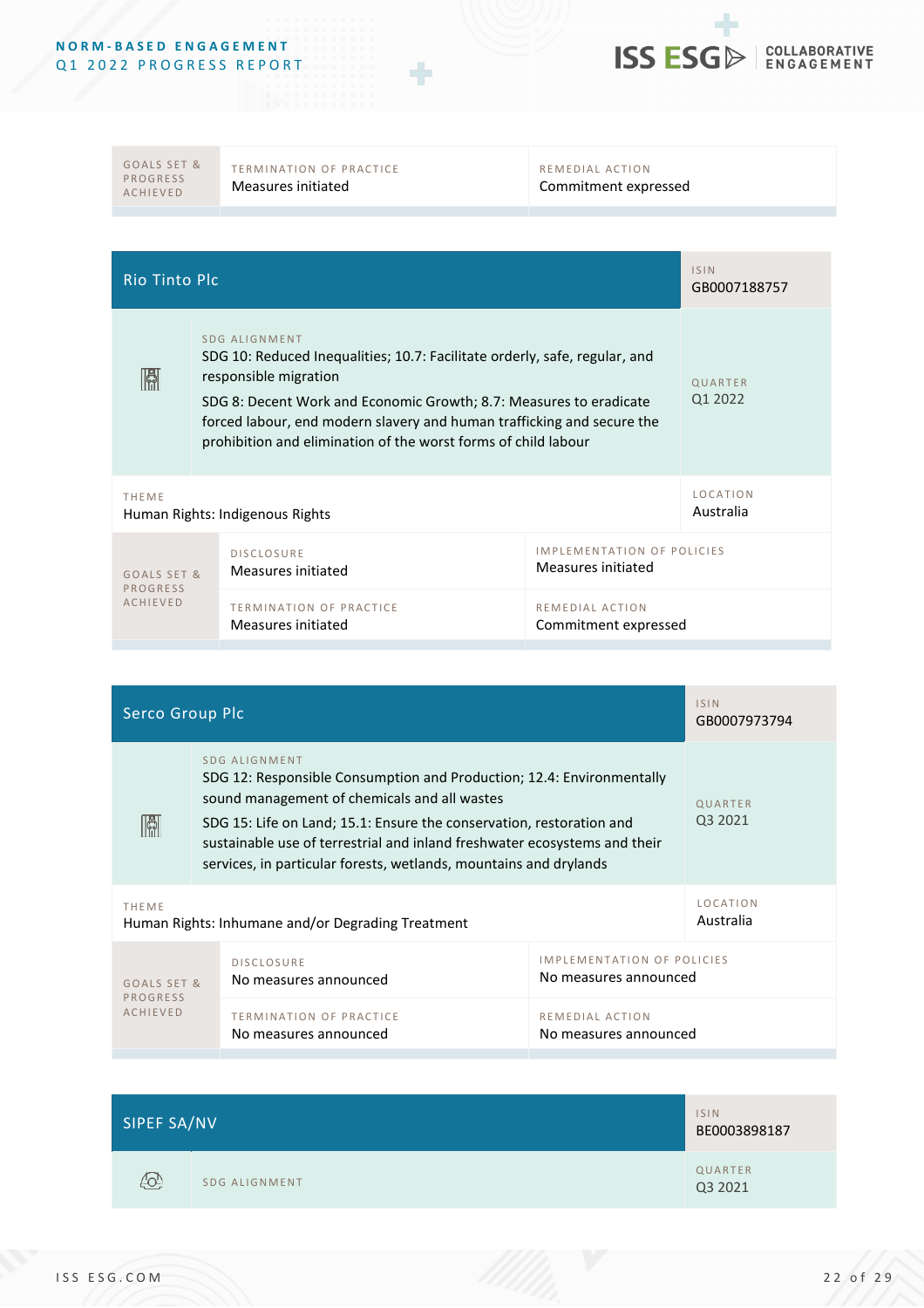| GOALS SET & PROGRESS ACHIEVED | TERMINATION OF PRACTICE | REMEDIAL ACTION |
|---|---|---|
| | Measures initiated | Commitment expressed |

## Rio Tinto Plc

| | |
|---|---|
| ISIN | GB0007188757 |
| SDG ALIGNMENT | SDG 10: Reduced Inequalities; 10.7: Facilitate orderly, safe, regular, and responsible migration<br>SDG 8: Decent Work and Economic Growth; 8.7: Measures to eradicate forced labour, end modern slavery and human trafficking and secure the prohibition and elimination of the worst forms of child labour |
| QUARTER | Q1 2022 |
| THEME | Human Rights: Indigenous Rights |
| LOCATION | Australia |

| GOALS SET & PROGRESS ACHIEVED | | |
|---|---|---|
| | DISCLOSURE<br>Measures initiated | IMPLEMENTATION OF POLICIES<br>Measures initiated |
| | TERMINATION OF PRACTICE<br>Measures initiated | REMEDIAL ACTION<br>Commitment expressed |

## Serco Group Plc

| | |
|---|---|
| ISIN | GB0007973794 |
| SDG ALIGNMENT | SDG 12: Responsible Consumption and Production; 12.4: Environmentally sound management of chemicals and all wastes<br>SDG 15: Life on Land; 15.1: Ensure the conservation, restoration and sustainable use of terrestrial and inland freshwater ecosystems and their services, in particular forests, wetlands, mountains and drylands |
| QUARTER | Q3 2021 |
| THEME | Human Rights: Inhumane and/or Degrading Treatment |
| LOCATION | Australia |

| GOALS SET & PROGRESS ACHIEVED | | |
|---|---|---|
| | DISCLOSURE<br>No measures announced | IMPLEMENTATION OF POLICIES<br>No measures announced |
| | TERMINATION OF PRACTICE<br>No measures announced | REMEDIAL ACTION<br>No measures announced |

## SIPEF SA/NV

| | |
|---|---|
| ISIN | BE0003898187 |
| SDG ALIGNMENT | |
| QUARTER | Q3 2021 |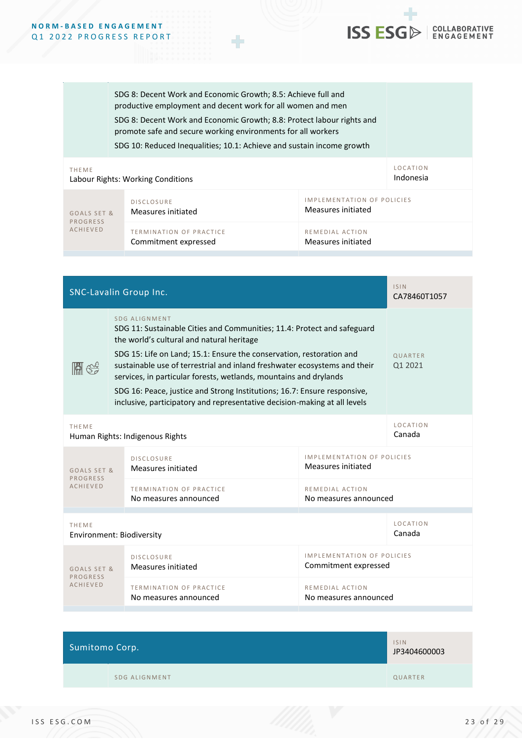SDG 8: Decent Work and Economic Growth; 8.5: Achieve full and productive employment and decent work for all women and men

SDG 8: Decent Work and Economic Growth; 8.8: Protect labour rights and promote safe and secure working environments for all workers

SDG 10: Reduced Inequalities; 10.1: Achieve and sustain income growth

| THEME | LOCATION |
|---|---|
| Labour Rights: Working Conditions | Indonesia |

| GOALS SET & PROGRESS ACHIEVED | | |
|---|---|---|
| | DISCLOSURE<br>Measures initiated | IMPLEMENTATION OF POLICIES<br>Measures initiated |
| | TERMINATION OF PRACTICE<br>Commitment expressed | REMEDIAL ACTION<br>Measures initiated |

## SNC-Lavalin Group Inc.

ISIN: CA78460T1057

SDG ALIGNMENT

SDG 11: Sustainable Cities and Communities; 11.4: Protect and safeguard the world's cultural and natural heritage

SDG 15: Life on Land; 15.1: Ensure the conservation, restoration and sustainable use of terrestrial and inland freshwater ecosystems and their services, in particular forests, wetlands, mountains and drylands

SDG 16: Peace, justice and Strong Institutions; 16.7: Ensure responsive, inclusive, participatory and representative decision-making at all levels

QUARTER: Q1 2021

| THEME | LOCATION |
|---|---|
| Human Rights: Indigenous Rights | Canada |

| GOALS SET & PROGRESS ACHIEVED | | |
|---|---|---|
| | DISCLOSURE<br>Measures initiated | IMPLEMENTATION OF POLICIES<br>Measures initiated |
| | TERMINATION OF PRACTICE<br>No measures announced | REMEDIAL ACTION<br>No measures announced |

| THEME | LOCATION |
|---|---|
| Environment: Biodiversity | Canada |

| GOALS SET & PROGRESS ACHIEVED | | |
|---|---|---|
| | DISCLOSURE<br>Measures initiated | IMPLEMENTATION OF POLICIES<br>Commitment expressed |
| | TERMINATION OF PRACTICE<br>No measures announced | REMEDIAL ACTION<br>No measures announced |

## Sumitomo Corp.

ISIN: JP3404600003

SDG ALIGNMENT

QUARTER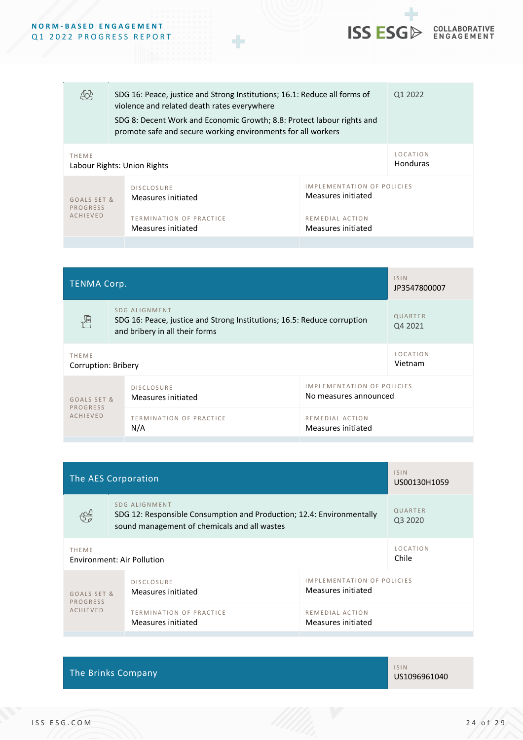| | | |
|---|---|---|
| | SDG 16: Peace, justice and Strong Institutions; 16.1: Reduce all forms of violence and related death rates everywhere<br>SDG 8: Decent Work and Economic Growth; 8.8: Protect labour rights and promote safe and secure working environments for all workers | Q1 2022 |
| THEME<br>Labour Rights: Union Rights | | LOCATION<br>Honduras |
| GOALS SET & PROGRESS ACHIEVED | DISCLOSURE<br>Measures initiated | IMPLEMENTATION OF POLICIES<br>Measures initiated |
| | TERMINATION OF PRACTICE<br>Measures initiated | REMEDIAL ACTION<br>Measures initiated |

## TENMA Corp.

| | | |
|---|---|---|
| TENMA Corp. | | ISIN<br>JP3547800007 |
| | SDG ALIGNMENT<br>SDG 16: Peace, justice and Strong Institutions; 16.5: Reduce corruption and bribery in all their forms | QUARTER<br>Q4 2021 |
| THEME<br>Corruption: Bribery | | LOCATION<br>Vietnam |
| GOALS SET & PROGRESS ACHIEVED | DISCLOSURE<br>Measures initiated | IMPLEMENTATION OF POLICIES<br>No measures announced |
| | TERMINATION OF PRACTICE<br>N/A | REMEDIAL ACTION<br>Measures initiated |

## The AES Corporation

| | | |
|---|---|---|
| The AES Corporation | | ISIN<br>US00130H1059 |
| | SDG ALIGNMENT<br>SDG 12: Responsible Consumption and Production; 12.4: Environmentally sound management of chemicals and all wastes | QUARTER<br>Q3 2020 |
| THEME<br>Environment: Air Pollution | | LOCATION<br>Chile |
| GOALS SET & PROGRESS ACHIEVED | DISCLOSURE<br>Measures initiated | IMPLEMENTATION OF POLICIES<br>Measures initiated |
| | TERMINATION OF PRACTICE<br>Measures initiated | REMEDIAL ACTION<br>Measures initiated |

## The Brinks Company

| | | |
|---|---|---|
| The Brinks Company | | ISIN<br>US1096961040 |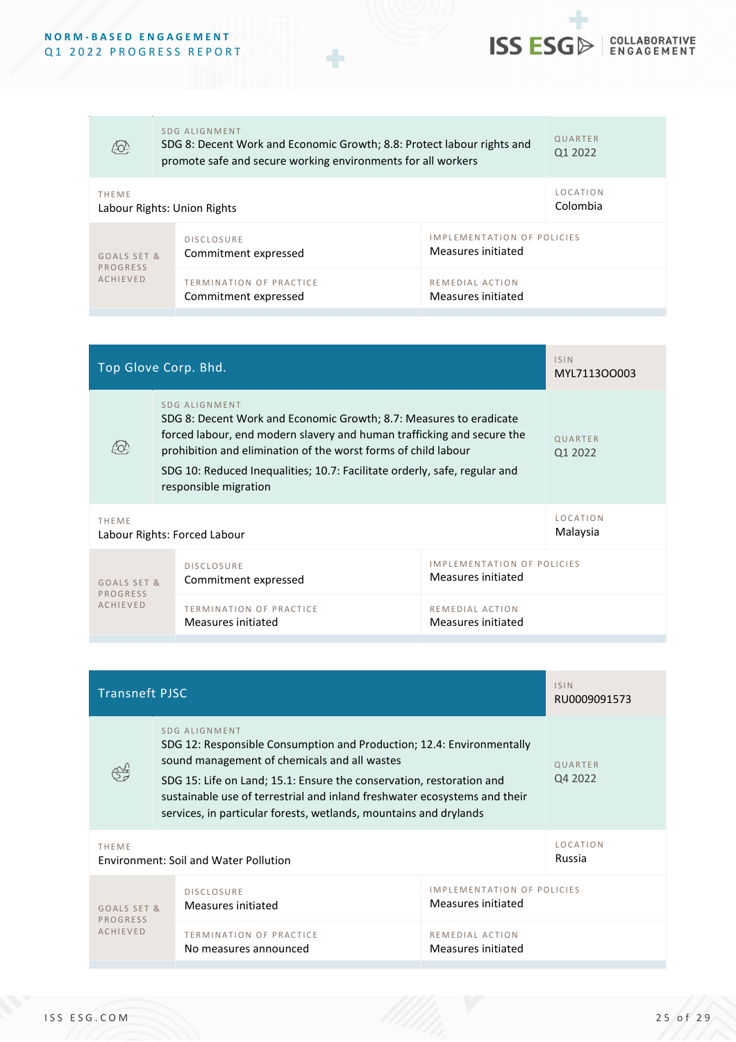| | | |
|---|---|---|
| SDG ALIGNMENT | SDG 8: Decent Work and Economic Growth; 8.8: Protect labour rights and promote safe and secure working environments for all workers | QUARTER Q1 2022 |
| THEME | Labour Rights: Union Rights | LOCATION Colombia |

| GOALS SET & PROGRESS ACHIEVED | | |
|---|---|---|
| | DISCLOSURE: Commitment expressed | IMPLEMENTATION OF POLICIES: Measures initiated |
| | TERMINATION OF PRACTICE: Commitment expressed | REMEDIAL ACTION: Measures initiated |

## Top Glove Corp. Bhd.

ISIN: MYL7113OO003

| | | |
|---|---|---|
| SDG ALIGNMENT | SDG 8: Decent Work and Economic Growth; 8.7: Measures to eradicate forced labour, end modern slavery and human trafficking and secure the prohibition and elimination of the worst forms of child labour<br>SDG 10: Reduced Inequalities; 10.7: Facilitate orderly, safe, regular and responsible migration | QUARTER Q1 2022 |
| THEME | Labour Rights: Forced Labour | LOCATION Malaysia |

| GOALS SET & PROGRESS ACHIEVED | | |
|---|---|---|
| | DISCLOSURE: Commitment expressed | IMPLEMENTATION OF POLICIES: Measures initiated |
| | TERMINATION OF PRACTICE: Measures initiated | REMEDIAL ACTION: Measures initiated |

## Transneft PJSC

ISIN: RU0009091573

| | | |
|---|---|---|
| SDG ALIGNMENT | SDG 12: Responsible Consumption and Production; 12.4: Environmentally sound management of chemicals and all wastes<br>SDG 15: Life on Land; 15.1: Ensure the conservation, restoration and sustainable use of terrestrial and inland freshwater ecosystems and their services, in particular forests, wetlands, mountains and drylands | QUARTER Q4 2022 |
| THEME | Environment: Soil and Water Pollution | LOCATION Russia |

| GOALS SET & PROGRESS ACHIEVED | | |
|---|---|---|
| | DISCLOSURE: Measures initiated | IMPLEMENTATION OF POLICIES: Measures initiated |
| | TERMINATION OF PRACTICE: No measures announced | REMEDIAL ACTION: Measures initiated |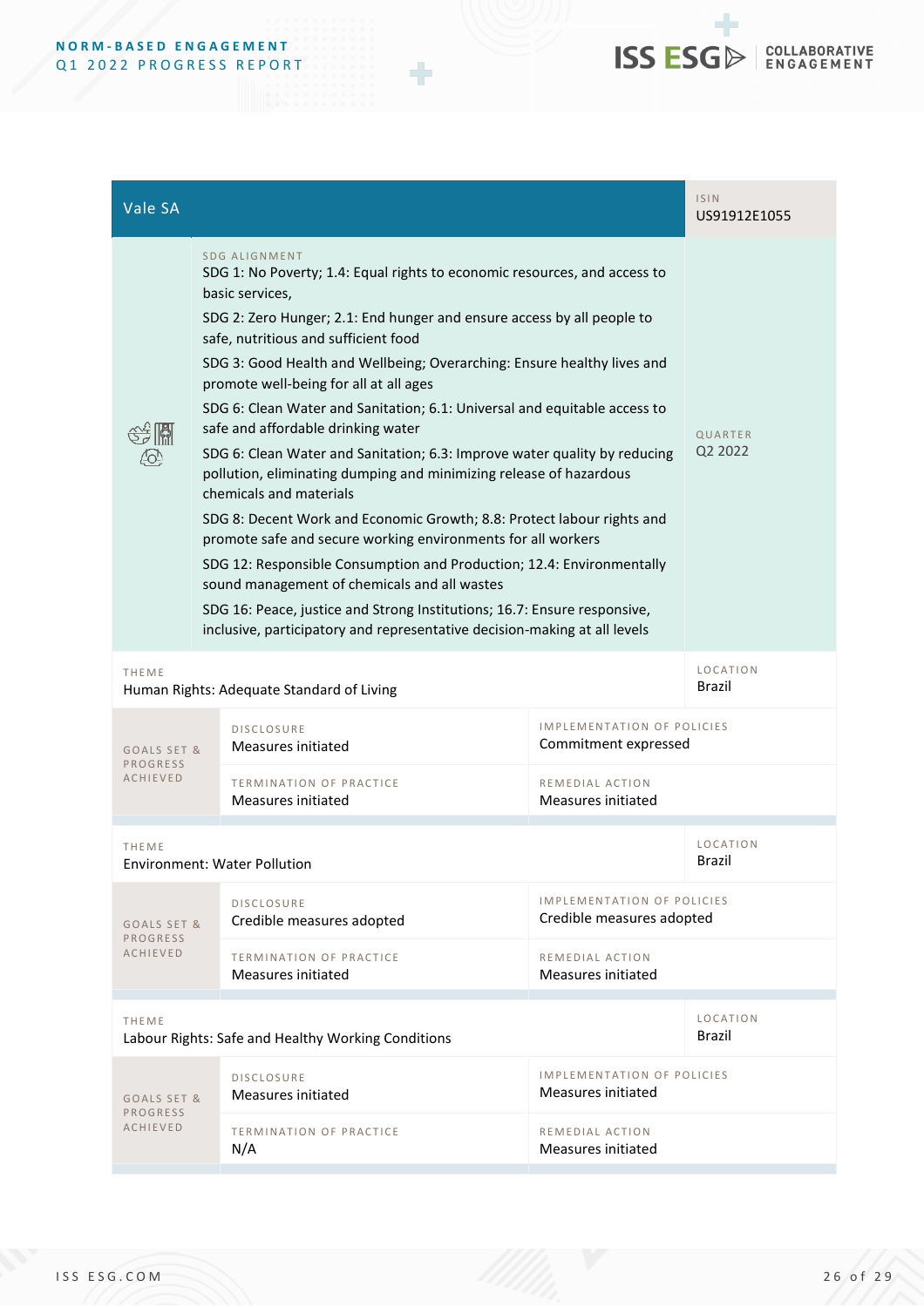## Vale SA

**ISIN**
US91912E1055

**SDG ALIGNMENT**

SDG 1: No Poverty; 1.4: Equal rights to economic resources, and access to basic services,

SDG 2: Zero Hunger; 2.1: End hunger and ensure access by all people to safe, nutritious and sufficient food

SDG 3: Good Health and Wellbeing; Overarching: Ensure healthy lives and promote well-being for all at all ages

SDG 6: Clean Water and Sanitation; 6.1: Universal and equitable access to safe and affordable drinking water

SDG 6: Clean Water and Sanitation; 6.3: Improve water quality by reducing pollution, eliminating dumping and minimizing release of hazardous chemicals and materials

SDG 8: Decent Work and Economic Growth; 8.8: Protect labour rights and promote safe and secure working environments for all workers

SDG 12: Responsible Consumption and Production; 12.4: Environmentally sound management of chemicals and all wastes

SDG 16: Peace, justice and Strong Institutions; 16.7: Ensure responsive, inclusive, participatory and representative decision-making at all levels

**QUARTER**
Q2 2022

**THEME**
Human Rights: Adequate Standard of Living

**LOCATION**
Brazil

| GOALS SET & PROGRESS ACHIEVED | | |
|---|---|---|
| | DISCLOSURE<br>Measures initiated | IMPLEMENTATION OF POLICIES<br>Commitment expressed |
| | TERMINATION OF PRACTICE<br>Measures initiated | REMEDIAL ACTION<br>Measures initiated |

**THEME**
Environment: Water Pollution

**LOCATION**
Brazil

| GOALS SET & PROGRESS ACHIEVED | | |
|---|---|---|
| | DISCLOSURE<br>Credible measures adopted | IMPLEMENTATION OF POLICIES<br>Credible measures adopted |
| | TERMINATION OF PRACTICE<br>Measures initiated | REMEDIAL ACTION<br>Measures initiated |

**THEME**
Labour Rights: Safe and Healthy Working Conditions

**LOCATION**
Brazil

| GOALS SET & PROGRESS ACHIEVED | | |
|---|---|---|
| | DISCLOSURE<br>Measures initiated | IMPLEMENTATION OF POLICIES<br>Measures initiated |
| | TERMINATION OF PRACTICE<br>N/A | REMEDIAL ACTION<br>Measures initiated |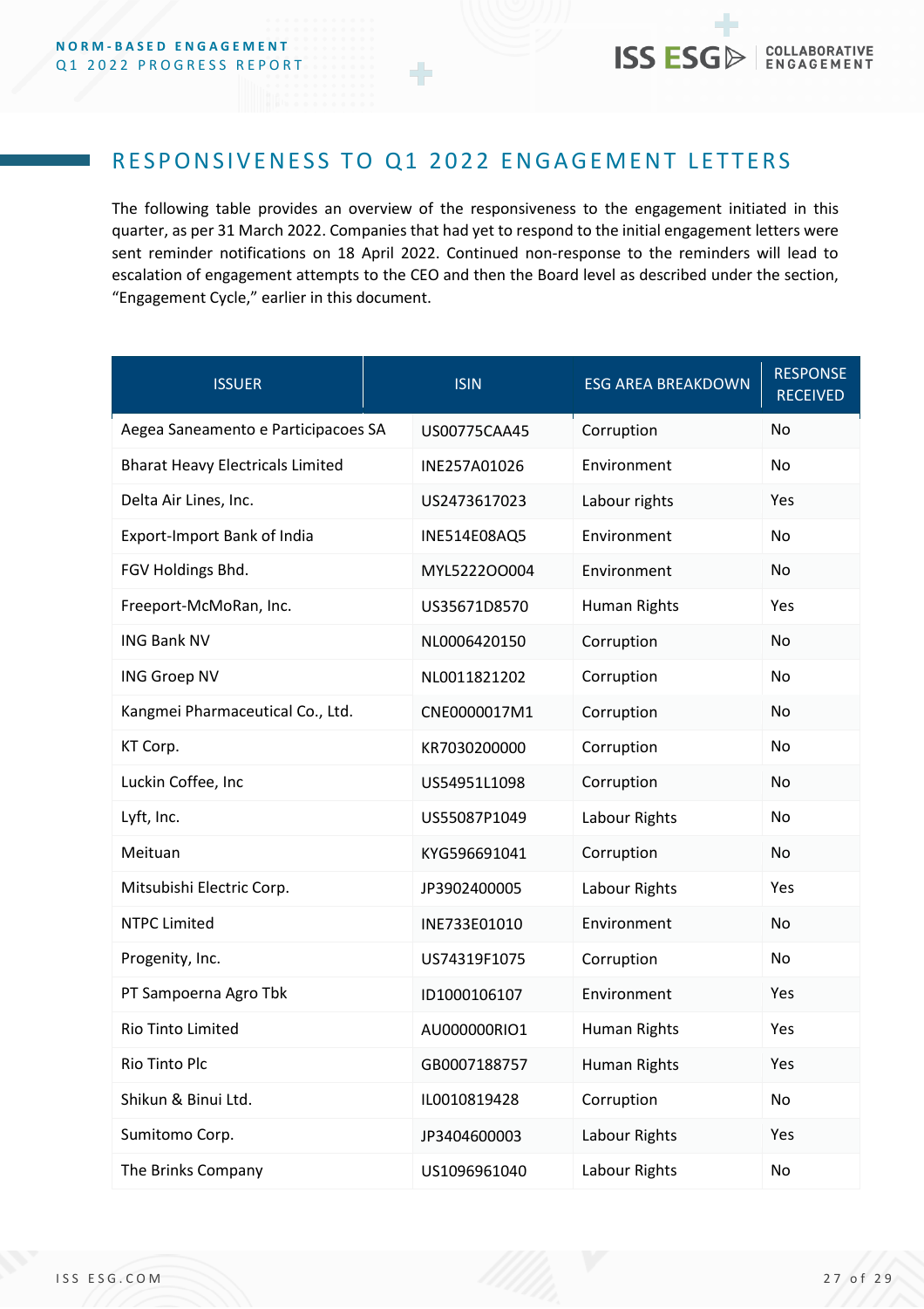## RESPONSIVENESS TO Q1 2022 ENGAGEMENT LETTERS

The following table provides an overview of the responsiveness to the engagement initiated in this quarter, as per 31 March 2022. Companies that had yet to respond to the initial engagement letters were sent reminder notifications on 18 April 2022. Continued non-response to the reminders will lead to escalation of engagement attempts to the CEO and then the Board level as described under the section, "Engagement Cycle," earlier in this document.

| ISSUER | ISIN | ESG AREA BREAKDOWN | RESPONSE RECEIVED |
|---|---|---|---|
| Aegea Saneamento e Participacoes SA | US00775CAA45 | Corruption | No |
| Bharat Heavy Electricals Limited | INE257A01026 | Environment | No |
| Delta Air Lines, Inc. | US2473617023 | Labour rights | Yes |
| Export-Import Bank of India | INE514E08AQ5 | Environment | No |
| FGV Holdings Bhd. | MYL5222OO004 | Environment | No |
| Freeport-McMoRan, Inc. | US35671D8570 | Human Rights | Yes |
| ING Bank NV | NL0006420150 | Corruption | No |
| ING Groep NV | NL0011821202 | Corruption | No |
| Kangmei Pharmaceutical Co., Ltd. | CNE0000017M1 | Corruption | No |
| KT Corp. | KR7030200000 | Corruption | No |
| Luckin Coffee, Inc | US54951L1098 | Corruption | No |
| Lyft, Inc. | US55087P1049 | Labour Rights | No |
| Meituan | KYG596691041 | Corruption | No |
| Mitsubishi Electric Corp. | JP3902400005 | Labour Rights | Yes |
| NTPC Limited | INE733E01010 | Environment | No |
| Progenity, Inc. | US74319F1075 | Corruption | No |
| PT Sampoerna Agro Tbk | ID1000106107 | Environment | Yes |
| Rio Tinto Limited | AU000000RIO1 | Human Rights | Yes |
| Rio Tinto Plc | GB0007188757 | Human Rights | Yes |
| Shikun & Binui Ltd. | IL0010819428 | Corruption | No |
| Sumitomo Corp. | JP3404600003 | Labour Rights | Yes |
| The Brinks Company | US1096961040 | Labour Rights | No |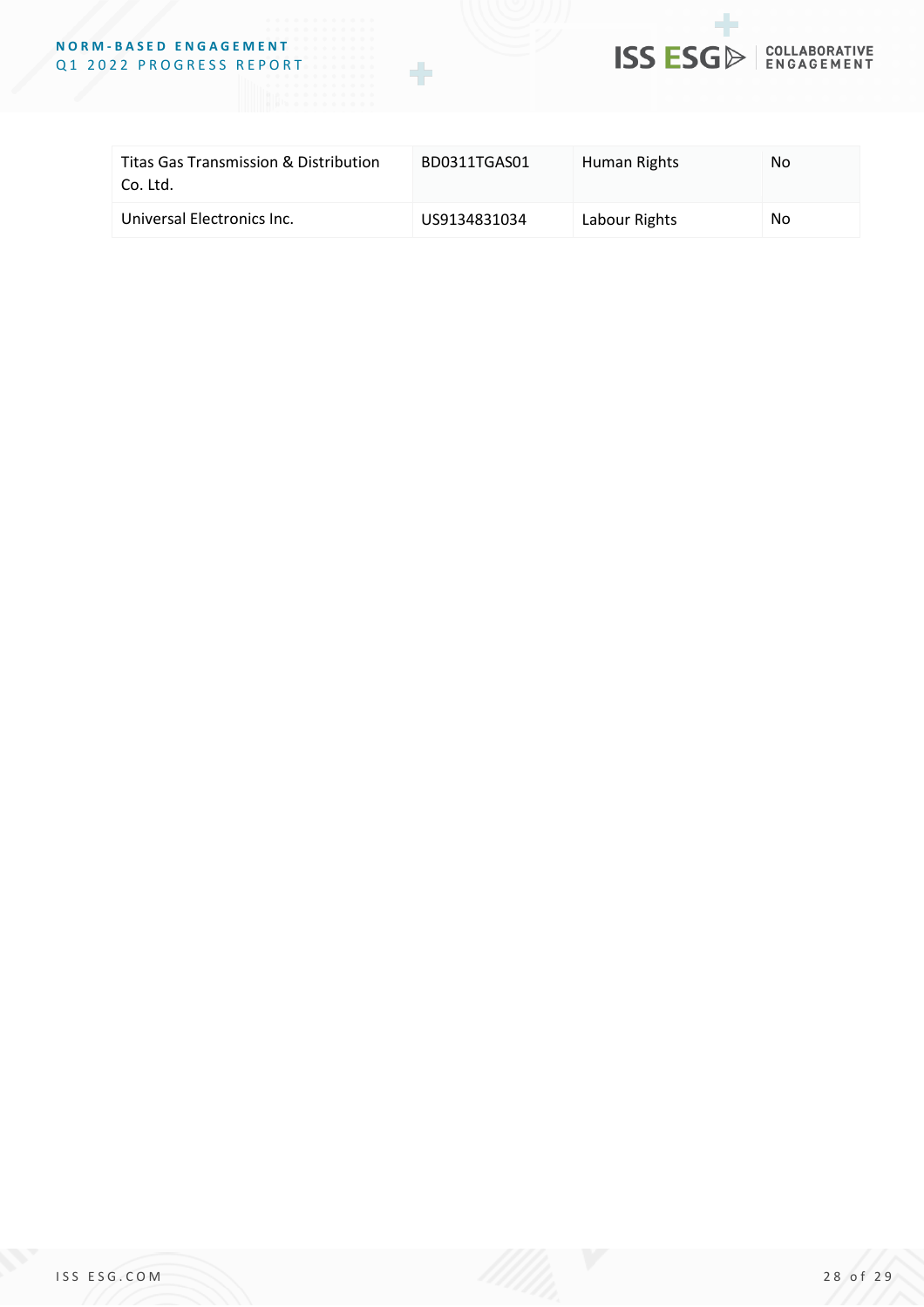| | | | |
|---|---|---|---|
| Titas Gas Transmission & Distribution Co. Ltd. | BD0311TGAS01 | Human Rights | No |
| Universal Electronics Inc. | US9134831034 | Labour Rights | No |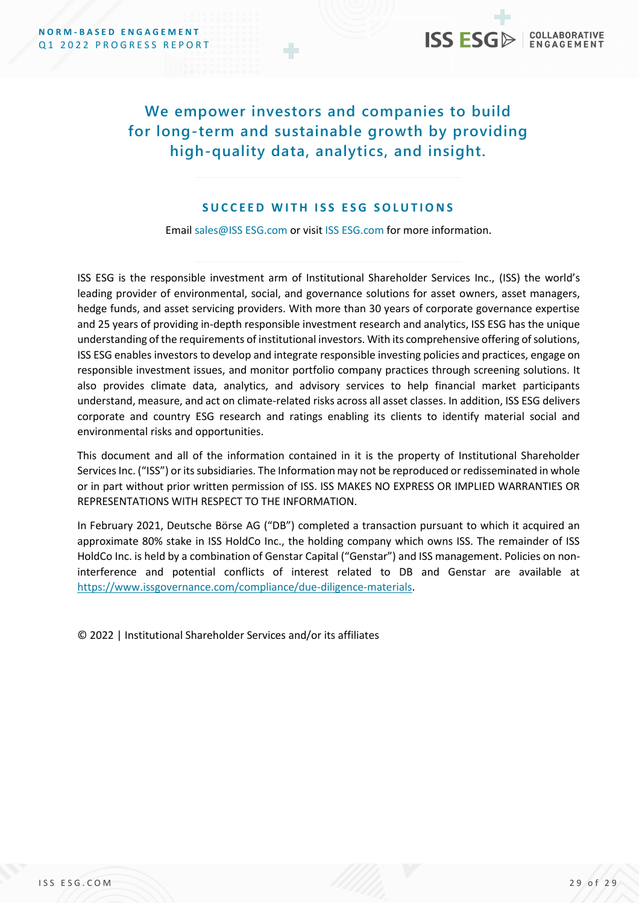## We empower investors and companies to build for long-term and sustainable growth by providing high-quality data, analytics, and insight.

### SUCCEED WITH ISS ESG SOLUTIONS

Email sales@ISS ESG.com or visit ISS ESG.com for more information.

ISS ESG is the responsible investment arm of Institutional Shareholder Services Inc., (ISS) the world's leading provider of environmental, social, and governance solutions for asset owners, asset managers, hedge funds, and asset servicing providers. With more than 30 years of corporate governance expertise and 25 years of providing in-depth responsible investment research and analytics, ISS ESG has the unique understanding of the requirements of institutional investors. With its comprehensive offering of solutions, ISS ESG enables investors to develop and integrate responsible investing policies and practices, engage on responsible investment issues, and monitor portfolio company practices through screening solutions. It also provides climate data, analytics, and advisory services to help financial market participants understand, measure, and act on climate-related risks across all asset classes. In addition, ISS ESG delivers corporate and country ESG research and ratings enabling its clients to identify material social and environmental risks and opportunities.

This document and all of the information contained in it is the property of Institutional Shareholder Services Inc. ("ISS") or its subsidiaries. The Information may not be reproduced or redisseminated in whole or in part without prior written permission of ISS. ISS MAKES NO EXPRESS OR IMPLIED WARRANTIES OR REPRESENTATIONS WITH RESPECT TO THE INFORMATION.

In February 2021, Deutsche Börse AG ("DB") completed a transaction pursuant to which it acquired an approximate 80% stake in ISS HoldCo Inc., the holding company which owns ISS. The remainder of ISS HoldCo Inc. is held by a combination of Genstar Capital ("Genstar") and ISS management. Policies on non-interference and potential conflicts of interest related to DB and Genstar are available at https://www.issgovernance.com/compliance/due-diligence-materials.

© 2022 | Institutional Shareholder Services and/or its affiliates